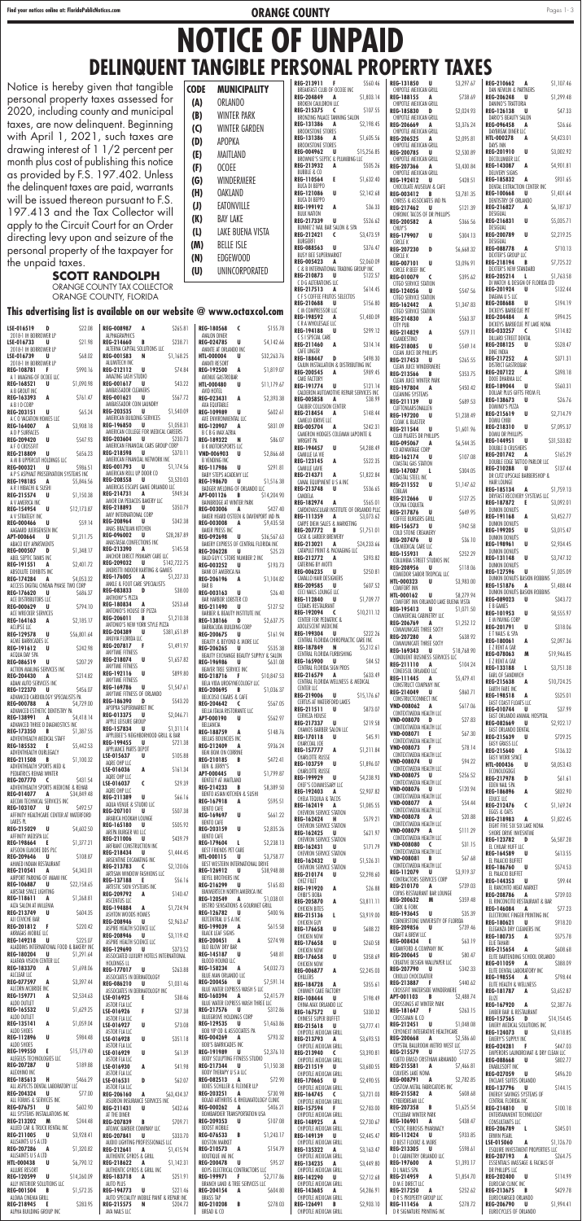# NOTICE OF UNPAID
## DELINQUENT TANGIBLE PERSONAL PROPERTY TAXES

Notice is hereby given that tangible personal property taxes assessed for 2020, including county and municipal taxes, are now delinquent. Beginning with April 1, 2021, such taxes are drawing interest of 1 1/2 percent per month plus cost of publishing this notice as provided by F.S. 197.402. Unless the delinquent taxes are paid, warrants will be issued thereon pursuant to F.S. 197.413 and the Tax Collector will apply to the Circuit Court for an Order directing levy upon and seizure of the personal property of the taxpayer for the unpaid taxes.

**SCOTT RANDOLPH**
ORANGE COUNTY TAX COLLECTOR
ORANGE COUNTY, FLORIDA

| CODE | MUNICIPALITY |
|---|---|
| (A) | ORLANDO |
| (B) | WINTER PARK |
| (C) | WINTER GARDEN |
| (D) | APOPKA |
| (E) | MAITLAND |
| (F) | OCOEE |
| (G) | WINDERMERE |
| (H) | OAKLAND |
| (J) | EATONVILLE |
| (K) | BAY LAKE |
| (L) | LAKE BUENA VISTA |
| (M) | BELLE ISLE |
| (N) | EDGEWOOD |
| (U) | UNINCORPORATED |

### This advertising list is available on our website @ www.octaxcol.com

LSE-016519 D $22.08
2018-1 IH BORROWER LP
LSE-016733 $21.98
2018-1 IH BORROWER LP
LSE-016739 U $68.02
2018-1 IH BORROWER LP
REG-108781 F $990.16
A 1 IMAGING OF OCOEE LLC
REG-166521 U $1,090.98
A B GROUP INC
REG-163393 A $761.47
A B I O CORP
REG-203151 U $65.24
A C O VACATION HOMES LLC
REG-164007 A $3,908.18
A D P SURFACES
REG-209420 U $547.93
A F O CROSSFIT
REG-218809 U $656.23
A M B IMPROVEMENT HOLDINGS LLC
REG-000371 A $986.51
A P S ASPHALT PRESERVATION SYSTEMS INC
REG-198185 U $5,846.56
A R I HIBACHI & SUSHI
REG-215574 U $1,150.38
A V AMERICA INC
REG-154954 U $12,173.87
A V STRATEGY INC
REG-000466 U $59.14
AAGAARD JUERGENSEN INC
APT-000660 U $1,211.75
ABACO OPT APARTMENTS
REG-000507 U $1,348.17
ABEL SEPTIC TANKS INC
REG-191551 A $2,401.72
ABSOLUTE EXHIBITS INC
REG-174284 A $4,053.32
ACCESS DIGITAL CINEMA PHASE TWO CORP
REG-176650 U $686.37
ACE DISTRIBUTORS LLC
REG-000629 U $794.10
ACE WRECKER SERVICES
REG-164163 A $2,185.17
ACLIPSE LLC
REG-129578 U $56,801.64
ACME BARRICADES LC
REG-191612 U $242.98
ACQUA DAY SPA
REG-086519 U $207.29
ACTION MAILING SERVICES INC
REG-204430 A $214.82
ADAM AUTO SERVICES INC
REG-122370 U $456.07
ADVANCED CARDIOLOGY SPECIALISTS PA
REG-000788 A $4,729.20
ADVANCED ESTHETIC DENTISTRY PA
REG-138991 A $4,418.14
ADVANCED THREE D DIAGNOSTICS INC
REG-173350 U $1,387.55
ADVENTHEALTH MEDICAL STAFF
REG-185532 E $5,442.53
ADVENTHEALTH ORLANDO
REG-211500 B $1,100.32
ADVENTHEALTH SPORTS MED &
REG-210305 U $14,830.42
ADVENTHEALTH PARK WINTER PARK
REG-207770 C $431.54
ADVENTHEALTH SPORTS MEDICINE & REHAB
REG-016477 A $34,049.48
AECOM TECHNICAL SERVICES INC
REG-103107 U $492.57
AFFINITY HEALTHCARE CENTER AT WATERFORD LAKES PL
REG-215029 U $4,602.50
AFFINITY MEDSPA LLC
REG-198664 E $1,377.21
AFSOON ELAHIE DDS PLC
REG-209646 U $108.87
AHMED INDIAN RESTAURANT
REG-210541 A $4,343.01
AIRPORT PARKING OF MIAMI INC
REG-106887 A $22,158.65
AIRSTAR SPACE LIGHTING
REG-118641 A $1,268.81
AIZA SALON AT MILLENIA
REG-213749 U $604.35
AJ CEVICHE BAR
REG-201812 F $220.42
AKRABAS INDIRE LLC
REG-129418 U $225.07
ALADDINS INTERNATIONAL FOOD & BAKERY INC
REG-180204 U $1,291.64
ALAFAYA VISION CENTER LLC
REG-183370 A $1,698.06
ALCLEAF LLC
REG-077597 A $3,397.44
ALCORN MCBRIDE INC
REG-159771 A $2,534.65
ALDO OUTLET
REG-165532 U $1,429.26
ALDO OUTLET
REG-135141 A $1,059.04
ALDO SHOES
REG-112896 U $984.48
ALDO SHOES
REG-199550 E $15,179.40
ALEGUS TECHNOLOGIES LLC
REG-207287 U $189.88
ALEXHING INC
REG-185613 H $466.29
ALL ASPECTS DENTAL LABORATORY LLC
REG-204324 U $77.00
ALL FORMS & SERVICES INC
REG-076751 A $602.90
ALL SYSTEMS INSTALLATIONS INC
REG-213202 M $244.46
ALLIED CAR & TRUCK RENTAL INC
REG-211005 U $3,928.41
ALLSAINTS US LIMITED
REG-207286 A $1,220.82
ALLSAINTS U S A LTD
HTL-000438 U $6,790.12
ALLURE RESORT
REG-120599 U $14,260.09
ALLY INTERIOR SOLUTIONS LLC
REG-001504 B $1,572.35
ALOHA CINEMA GRILL
REG-218945 E $283.95
ALPHA BUILDING GROUP INC
REG-008987 A $265.81
ALPHAGRAPHICS
REG-214660 B $208.71
ALTERNA CAPITAL SOLUTIONS LLC
REG-001583 N $1,168.25
ALUMITECH INC
REG-212112 U $74.84
AMAZING LASH STUDIO
REG-001637 U $43.22
AMBASSADOR CLEANERS
REG-001641 U $567.72
AMBASSADOR COIN LAUNDRY
REG-202535 U $1,540.09
AMERICAN BUILDING SERVICES
REG-196850 U $1,058.21
AMERICAN COLLEGE FOR MEDICAL CAREERS
REG-203604 U $230.73
AMERICAN FINANCIAL CARE GROUP CORP
REG-218598 U $210.11
AMERICAN FINANCIAL NETWORK INC
REG-001793 A $1,174.56
AMERICAN ROLL UP DOOR CO
REG-208558 U $3,520.03
AMERICAS ESCAPE GAME ORLANDO LLC
REG-214731 A $949.34
AMOR FAI POGACCS BAKERY LLC
REG-218893 U $350.79
AMY INTERNATIONAL CORP
REG-208964 U $342.38
ANAS BRAZILIAN KITCHEN
REG-096072 U $28,287.89
ANASTASIA CONNECTIONS INC
REG-213390 A $145.58
ANCHOR DIRECT PRIMARY CARE LLC
REG-209032 U $142,722.75
ANDRETTI INDOOR KARTING & GAMES
REG-176005 A $1,227.03
ANGLE & FOOT CARE SPECIALISTS
REG-083833 U $38.00
ANTHONY'S PIZZA
REG-180834 A $253.68
ANTHONY'S HOUSE OF PIZZA
REG-206011 B $1,210.38
ANTHONY'S NEW YORK STYLE PIZZA
REG-204389 U $381,651.89
ANUVIA FLORIDA LLC
REG-207817 U $1,491.97
ANYTIME FITNESS
REG-218074 U $1,657.89
ANYTIME FITNESS
REG-192116 U $899.80
ANYTIME FITNESS
REG-169786 U $1,547.61
ANYTIME FITNESS OF ORLANDO
REG-186390 D $543.20
APOPKA SUPERMARKET INC
REG-157834 U $1,311.14
APPLEBEE'S NEIGHBORHOOD GRILL & BAR
REG-199455 U $721.38
APPLIANCE PARTS DEPOT
LSE-015637 U $105.88
AQRS OHP LLC
LSE-016036 A $161.34
AQRS OHP LLC
LSE-016037 C $29.39
AQRS OHP LLC
REG-211339 U $66.16
AQUA VENUE & STUDIO LLC
REG-207101 U $507.38
ARABICA HOOKAH LOUNGE
REG-165180 U $505.92
ARCH BURGER WU LLC
REG-211006 U $439.79
ARCHANT CONSTRUCTION INC
REG-218434 U $1,444.45
ARGENTINE EXCAVATING INC
REG-213783 C $2,120.06
ARTISAN WINDOW FASHIONS LLC
REG-137188 E $56.16
ARTISTIC SHINE SOLUTIONS INC
REG-209792 A $140.47
ASCENTUS LLC
REG-194884 A $1,724.94
ASHTON WOODS HOMES
REG-208946 U $2,963.67
ASPIRE HEALTH SCIENCE LLC
REG-208946 U $3,119.42
ASPIRE HEALTH SCIENCE LLC
REG-129690 U $373.52
ASSOCIATED LUXURY HOTELS INTERNATIONAL HOLDINGS LL
REG-177017 A $263.88
ASSOCIATES IN DERMATOLOGY
REG-006210 U $1,031.46
ASSOCIATES IN DERMATOLOGY INC
LSE-016925 E $38.46
ASTOR FLA LLC
LSE-016926 F $27.38
ASTOR FLA LLC
LSE-016927 U $73.08
ASTOR FLA LLC
LSE-016928 U $351.18
ASTOR FLA LLC
LSE-016929 U $61.39
ASTOR FLA LLC
LSE-016930 A $41.98
ASTOR FLA LLC
LSE-016531 D $62.07
ASTOR FLA LLC
REG-206168 A $43,434.37
ASURION INSURANCE SERVICES INC
REG-211431 U $432.66
AT THE DIVE
REG-207839 U $709.71
ATOMIC AMBER COMPANY LLC
REG-207041 A $333.70
AUDIO LIGHTING PROFESSIONALS LLC
REG-212464 U $1,415.94
AUTHENTIC GYROS & GRILL
REG-218622 U $1,142.01
AUTHENTIC GYROS & GRILL INC
REG-183718 A $251.91
AUTO PLUS
REG-194773 U $221.46
AUTO SPECIALITY MOBILE PAINT & REPAIR INC
REG-215575 N $204.72
AVA NAILS LLC
REG-180568 C $155.78
AVALON DINER
REG-074785 U $4,142.66
AVANTE @ ORLANDO INC
HTL-000004 U $32,043.56
AVANTI RESORT
REG-192500 A $1,819.07
AVENUE GASTROBAR
HTL-000040 U $11,179.47
AVID HOTEL
REG-203431 U $2,393.38
AXA EQUITABLE
REG-109989 U $602.61
AXE ENVIRONMENTAL LLC
REG-120907 U $831.09
B C B S IMAX AZIRA
REG-189322 N $86.07
B R MOTORSPORTS LLC
VND-006903 U $2,866.68
B VENDING INC
REG-117986 U $291.81
BABY STEPS ACADEMY LLC
REG-198670 U $1,516.38
BADGER WELDING OF ORLANDO LLC
APT-001126 B $14,204.90
BAINBRIDGE AT WINTER PARK
REG-003006 A $427.40
BAKER HEARD OSTEEN & DAVENPORT MD PA
REG-003008 A $9,435.58
BAKER PRESS INC
REG-092698 U $36,567.63
BAKERY EXPRESS OF CENTRAL FLORIDA INC
REG-206228 U $25.23
BALD GUY C STORE NUMBER 2 INC
REG-003252 U $193.73
BANK OF AMERICA NA
REG-206196 A $1,104.82
BAR B
REG-003163 U $26.40
BAR HARBOR LOBSTER CO
REG-211490 U $127.52
BARBER & BEAUTY INSTITUTE INC
REG-138166 U $2,637.75
BARRACUDA BUILDING CORP
REG-200675 U $161.94
BEAUTY & BEYOND & MORE LLC
REG-206265 U $535.38
BEAUTY EXCHANGE BEAUTY SUPPLY & SALON
REG-196986 U $631.08
BEAVER TREE SERVICE INC
REG-218716 U $10,847.53
BELLA VIDA ENDOCRINOLOGY LLC
REG-200695 B $1,036.37
BELLECOUR CIGARS & CAFE
REG-204642 U $567.05
BELLA ITALIA RISTORANTE LLC
APT-000190 U $562.97
BELLANCIA
REG-188759 A $148.76
BELLAS BOUNCERS INC
REG-212409 A $936.24
BEM BOM ON CORRINE
REG-210185 B $472.41
BEN & JERRY'S
APT-000445 U $1,799.87
BENTLEY AT MAITLAND
REG-214233 B $8,389.50
BENTO ASIAN KITCHEN & SUSHI
REG-167918 A $595.51
BENTO CAFE
REG-169697 U $647.22
BENTO CAFE
REG-203159 U $2,835.26
BENTO CAFE
REG-176004 U $2,238.13
BEST FRIENDS PET CARE
HTL-000115 U $3,758.77
BEST WESTERN INTERNATIONAL DRIVE
REG-126912 U $38,948.88
BETH BROTHERS INC
REG-216999 U $165.83
BIMMERTECH NORTH AMERICA INC
REG-120944 U $1,038.01
BISTRO SENSATIONS & GOURMET GRILL
REG-126782 A $400.96
BITCOINS & PAWN
REG-199039 U $615.58
BLACK LEAF SIGNS
REG-200451 U $274.98
BLU BLOW DRY BAR
REG-145187 U $48.81
BLOOM HOOKAH
REG-158234 U $4,032.73
BLUE MAN ORLANDO LLC
REG-200456 U $7,591.14
BLUE WATER EXPRESS WASH 5 LLC
REG-160394 A $2,415.79
BLUE WATER EXPRESS WASH THREE LLC
REG-217576 U $312.86
BLUEGROVE HOLDINGS CORP
REG-129535 U $1,463.86
BOB YIP DO & ASSOCIATES PA
REG-000269 U $793.32
BODY SCULPTING FITNESS STUDIO
REG-217344 U $1,150.38
BODY THERAPY U S A LLC
REG-208513 U $72.90
BOIES SCHILLER & FLEXNER LLP
REG-203251 B $780.98
BOLAND ARTHRITIS & RHEUMATOLOGY CLINIC
REG-000262 A $406.21
BONAVENTURE TRANSPORTATION USA
REG-209353 U $107.08
BOOST MOBILE
REG-076533 B $1,243.17
BOSTON MARKET
REG-214750 U $154.79
BOUTIQUE ME INC
REG-200478 U $95.27
BOYS ELECTRICAL CONTRACTORS LLC
REG-199971 U $2,718.86
BRANCH LAND & TREE SERVICES LLC
REG-204154 U $604.80
BRASS TAP
REG-210208 B $278.03
BREAD & CO
REG-213911 F $560.46
BREAKFAST CLUB OF OCOEE INC
REG-208849 A $1,803.14
BROKEN CAULDRON LLC
REG-215375 C $107.55
BRONZING PALACE TANNING SALON LLC
REG-131386 A $2,198.45
BROOKSTONE STORES
REG-131386 A $1,605.56
BROOKSTONE STORES
REG-004962 U $15,256.85
BROWNIE'S SEPTIC & PLUMBING LLC
REG-213932 A $505.26
BUBBLE & CO
REG-110564 E $1,632.40
BUCA DI BEPPO
REG-121086 U $2,142.68
BUCA DI BEPPO
REG-199192 A $36.33
BULK NATION
REG-217339 U $526.62
BUNNIE'Z NAIL BAR SALON & SPA
REG-212421 C $3,473.59
BURGERFI
REG-088563 U $376.47
BUSY BEE SUPERMARKET
REG-005423 A $2,060.09
C & R INTERNATIONAL TRADING GROUP INC
REG-210873 U $122.57
C D G ALTERATIONS LLC
REG-217513 A $614.45
C F S COFFEE FRUITS SELECTION
REG-210688 U $156.80
C M COMPRESSOR LLC
REG-198592 A $1,480.09
C S A PRODUCTS LLC
REG-194188 U $399.12
C S I SPECIAL CARE
REG-211460 A $314.14
CAFE LINGUE
REG-188447 D $498.30
CAJUN INSTALLATION & DISTRIBUTING INC
REG-200545 A $989.45
CAKE FACTORY
REG-191774 U $121.14
CALDERON AUTOMOTIVE REPAIR SERVICES INC
REG-005858 A $38.99
CALIBER COLLISION CENTER
REG-218454 A $148.44
CAMEO DRIVE LLC
REG-005704 A $242.31
CAMERON HODGES COLEMAN LAPOINTE & WRIGHT PA
REG-194457 U $4,288.49
CAMILLE LA VIE
REG-123145 A $522.35
CAMILLE LAVIE
REG-214371 U $1,822.84
CANAL EQUIPMENT U S A INC
REG-213748 U $536.65
CANDELA
REG-182974 A $665.07
CARDIOVASCULAR INSTITUTE OF ORLANDO PLLC
REG-111359 A $3,073.62
CARPE DIEM SALES & MARKETING
REG-207772 B $1,751.01
CASK & LARDER BREWERY
REG-213021 A $24,233.66
CATAPULT PRINT & PACKAGING LLC
REG-212772 A $393.88
CATERING BY HOTTI
REG-006235 U $250.81
CAVALLO HAIR DESIGNERS
REG-209585 U $607.52
CECI MAIS LOUNGE LLC
REG-112840 U $1,709.77
CEDARS RESTAURANT
REG-192094 C $10,211.12
CENTER FOR PEDIATRIC & ADOLESCENT MEDICINE
REG-199304 U $222.26
CENTRAL FLORIDA CHIROPRACTIC CARE INC
REG-187849 U $5,212.61
CENTRAL FLORIDA FURNISHING
REG-165900 A $84.52
CENTRAL FLORIDA SIGN PROS
REG-216579 A $633.49
CENTRAL FLORIDA WELLNESS & MEDICAL CENTER LLC
REG-219006 U $15,176.61
CERVAS AT WATERFORD LAKES
REG-211511 U $873.07
CERVEZA HOUSE
REG-217337 U $219.58
CHANCES BARBER SALON LLC
REG-129118 A $45.91
CHARCOAL JOE
REG-157777 A $1,211.84
CHARLOTTE RUSSE
REG-193759 U $1,896.37
CHARLOTTE RUSSE
REG-199929 U $4,238.93
CHEF'S COMMISSARY LLC
REG-192403 A $2,907.82
CHELA TEQUILA & TACOS
REG-162419 A $1,085.55
CHEVRON SERVICE STATION
REG-162424 A $579.21
CHEVRON SERVICE STATION
REG-162425 U $621.94
CHEVRON SERVICE STATION
REG-162431 U $171.79
CHEVRON SERVICE STATION
REG-162432 U $1,526.31
CHEVRON SERVICE STATION
REG-210174 U $2,298.60
CHEZ FILET
REG-199920 A $26.88
CHEZ'S BOBA
REG-205870 A $3,811.75
CHICKEN BITES
REG-215136 U $3,919.00
CHICKEN GUY
REG-176658 U $688.22
CHICKEN NOW
REG-176658 U $260.58
CHICKEN NOW
REG-176658 U $358.69
CHICKEN NOW
REG-006877 A $2,245.03
CHILLERS
REG-184728 A $355.61
CHIMNEY CAFE FACTORY
REG-108444 U $198.49
CHINA MAX ORLANDO LLC
REG-167572 U $330.32
CHINESE SUPER BUFFET
REG-215618 A $3,777.47
CHIPOTLE MEXICAN GRILL
REG-213793 A $3,693.53
CHIPOTLE MEXICAN GRILL
REG-213940 C $3,090.81
CHIPOTLE MEXICAN GRILL
REG-215159 A $3,680.55
CHIPOTLE MEXICAN GRILL
REG-176665 U $2,490.15
CHIPOTLE MEXICAN GRILL
REG-163475 C $3,271.00
CHIPOTLE MEXICAN GRILL
REG-157594 F $2,783.00
CHIPOTLE MEXICAN GRILL
REG-148925 A $2,730.67
CHIPOTLE MEXICAN GRILL
REG-169139 U $2,445.47
CHIPOTLE MEXICAN GRILL
REG-135322 A $3,163.47
CHIPOTLE MEXICAN GRILL
REG-134235 A $3,449.80
CHIPOTLE MEXICAN GRILL
REG-142290 U $2,712.68
CHIPOTLE MEXICAN GRILL
REG-143685 A $4,286.91
CHIPOTLE MEXICAN GRILL
REG-217908 B $2,903.10
CHIPOTLE MEXICAN GRILL
REG-131850 U $3,297.67
CHIPOTLE MEXICAN GRILL
REG-188155 A $738.69
CHIPOTLE MEXICAN GRILL
REG-185830 D $2,024.93
CHIPOTLE MEXICAN GRILL
REG-206669 A $3,376.24
CHIPOTLE MEXICAN GRILL
REG-206525 A $2,095.81
CHIPOTLE MEXICAN GRILL
REG-200785 U $2,530.89
CHIPOTLE MEXICAN GRILL
REG-207366 A $3,430.84
CHIPOTLE MEXICAN GRILL
REG-192412 A $428.51
CHOCOLATE MUSEUM & CAFE
REG-003412 A $3,781.35
CHRISS & ASSOCIATES INC PA
REG-217462 U $121.39
CHRONIC TACOS OF DR PHILLIPS
REG-200582 A $366.56
CHUY'S
REG-179907 U $604.13
CIRCLE K
REG-207230 D $6,668.32
CIRCLE K
REG-007101 U $3,096.91
CIRCLE K BEEF INC
REG-010079 C $595.62
CITGO SERVICE STATION
REG-124056 U $547.56
CITGO SERVICE STATION
REG-162442 A $1,347.83
CITGO SERVICE STATION
REG-214830 A $563.47
CITY PUB
REG-216429 A $579.11
CLANDESTINO
REG-218085 U $549.14
CLEAN EAST DR PHILLIPS
REG-217453 U $265.55
CLEAN JUICE WINDERMERE
REG-213566 A $353.75
CLEAN JUICE OF WINTER PARK
REG-197804 A $450.42
CLEANING SYSTEMS
REG-211139 U $689.53
CLIFTONLARSONALLEN
REG-197200 U $1,238.49
CLOAK & BLASTER
REG-211544 U $1,601.96
CLUB PILATES DR PHILLIPS
REG-095067 A $6,544.35
CO ADVANTAGE CORP
REG-162178 U $107.08
COASTAL GAS STATION
REG-147047 L $304.05
COASTAL STEEL INC
REG-211552 U $1,147.62
COBLAN
REG-212666 U $127.25
COCINA COQUETA
REG-212876 A $449.95
COFFEE BURGERS GRILL
REG-156573 U $942.78
COLD STONE CREAMERY
REG-207476 U $36.10
COLLISION CARE LLC
REG-155931 A $252.29
COLUMBIA STREET STUDIOS INC
REG-208956 U $118.06
COMEDOR SABOR TROPICAL LLC
HTL-000323 U $3,983.00
COMFORT INN
HTL-000162 U $8,279.94
COMFORT INN INTERNATIONAL LAKE BUENA VISTA
REG-195413 U $1,071.50
COMMERCIAL CABINETRY LLC
REG-206969 A $1,252.12
COMMUNICATE THREE SIXTY
REG-207280 A $638.92
COMMUNICATE THREE SIXTY
REG-169343 U $18,768.90
CONDUENT BUSINESS SERVICES LLC
REG-211110 A $104.24
CONESTOGA ORLANDO LLC
REG-111445 A $5,479.41
CONSTRUCT COMPANY INC
REG-214049 A $860.71
CONSTRUCT CONNECT INC
VND-008062 A $417.06
CONTEXTMEDIA HEALTH LLC
VND-008070 D $27.83
CONTEXTMEDIA HEALTH LLC
VND-008071 E $67.30
CONTEXTMEDIA HEALTH LLC
VND-008073 U $78.14
CONTEXTMEDIA HEALTH LLC
VND-008074 U $94.22
CONTEXTMEDIA HEALTH LLC
VND-008075 U $256.52
CONTEXTMEDIA HEALTH LLC
VND-008076 U $120.94
CONTEXTMEDIA HEALTH LLC
VND-008077 A $54.44
CONTEXTMEDIA HEALTH LLC
VND-008078 A $20.88
CONTEXTMEDIA HEALTH LLC
VND-008079 U $111.29
CONTEXTMEDIA HEALTH LLC
VND-008080 C $31.15
CONTEXTMEDIA HEALTH LLC
VND-008081 B $67.68
CONTEXTMEDIA HEALTH LLC
REG-112079 U $3,919.37
CONTRACTORS SERVICES CORP
REG-215170 A $739.03
COPPER RESTAURANT BAR LOUNGE
REG-209062 A $359.48
CORK & FORK
REG-193645 U $35.39
CORNERSTONE UNIVERSITY OF FLORIDA
REG-209856 U $739.46
CRAFT & BREW
REG-162534 A $63.19
CRAWFORD & COMPANY INC
REG-206445 U $80.47
CREATIVE DESIGN WALLPAPER LLC
REG-207790 U $342.33
CRIOLLO COLLISION
REG-213847 F $440.62
CROSSFIT WATERFORD WINDERMERE
APT-001103 B $2,488.74
CROSSINGS AT WINTER PARK
REG-181647 A $263.15
CROSSMAN & CO
REG-212451 U $1,048.08
CRYOMENT INTEGRATIVE HEALTHCARE
REG-200684 A $2,586.60
CRYSTAL BALLROOM METRO WEST LLC
REG-215579 U $127.25
CUTS DESIGN CRISTHIAN ALVARADO
REG-215581 U $7,466.81
CUVEES LAKE NONA
REG-098791 A $2,782.85
CUSTOM METAL FABRICATORS INC
REG-215582 A $408.14
CYBERDREAM LLC
REG-207258 U $1,625.54
CYCLEBAR WINTER PARK
REG-106901 A $438.47
CYSTIC FIBROSIS PHARMACY
REG-112424 A $933.85
D BEST FLOOR & MORE
REG-153332 A $598.61
D L CABINETRY ORLANDO LLC
REG-174979 A $1,493.90
D L NAILS SPA
REG-214959 A $1,854.70
D M E DIRECT LLC
REG-217250 A $252.62
D R S PROPERTY GROUP LLC
REG-211456 A $278.71
D R SIGNATURE PRINTING INC
REG-210662 A $1,107.46
DAN NEWLIN & PARTNERS
REG-206248 U $1,299.48
DANINO'S TRATTORIA
REG-126138 U $47.33
DARIO'S BEAUTY SALON
REG-096458 B $26.66
DAVBREAK DINER LLC
HTL-000278 A $4,423.01
DAYS INN
REG-201910 U $3,002.92
DECOLANDER LLC
REG-143087 A $4,901.81
DELIVERY SIGNS
REG-185832 A $931.65
DENTAL EXTRACTION CENTER INC
REG-100668 A $1,401.64
DENTISTRY OF ORLANDO
REG-216827 A $6,187.37
DESIGUAL
REG-216831 U $5,035.71
DESIGUAL
REG-200789 U $2,219.25
DESIGUAL
REG-088778 A $710.13
DEXTER'S GROUP LLC
REG-218194 B $7,725.22
DEXTER'S NEW STANDARD
REG-205214 L $1,763.58
DI MATTIA & DESIGN OF FLORIDA LTD
REG-201924 U $132.44
DIAGMA U S LLC
REG-208686 U $194.19
DICKEYS BARBECUE PIT
REG-204484 A $994.25
DICKEYS BARBECUE PIT LAKE NONA
REG-033257 F $114.82
DILLARD STREET DENTAL
REG-208125 U $528.47
DIME INDIA
REG-217252 A $371.31
DISTRICT GASTROBAR
REG-207122 A $398.18
DIXIE DHARMA LLC
REG-109904 U $560.31
DOLLAR PLUS GIFTS FROM FL
REG-138673 U $26.76
DOMINO'S PIZZA
REG-215619 U $2,714.79
DONKI LOSIA
REG-218310 U $7,095.37
DONNS OF DR PHILLIPS
REG-164955 U $31,533.82
DOUBLE D CRUSHERS
REG-207742 A $165.29
DOUBLE EDGE TATTOO PARLOR LLC
REG-210288 U $137.44
DR CUT-SPECIALIZED BARBERSHOP & HAIR LOUNGE
REG-185134 U $1,759.13
DRYFAST RECOVERY SYSTEMS LLC
REG-187872 E $3,092.01
DUNKIN DONUTS
REG-191168 A $3,452.77
DUNKIN DONUTS
REG-198961 U $2,934.45
DUNKIN DONUTS
REG-199205 U $3,015.45
DUNKIN DONUTS
REG-202138 U $3,747.32
DUNKIN DONUTS
REG-127596 U $1,005.09
DUNKIN DONUTS BASKIN ROBBINS
REG-151876 A $1,488.44
DUNKIN DONUTS BASKIN ROBBINS
REG-089023 U $343.72
E B GAMES
REG-201955 U $8,555.97
E M PAVING CORP
REG-201791 U $318.06
E T NAILS & SPA
REG-180061 A $2,097.36
E Z RENT A CAR
REG-078063 M $19,946.85
E Z RENT A CAR
REG-133188 L $5,751.38
EARL OF SANDWICH
REG-215638 U $10,724.25
EARTH FARE INC
REG-198518 A $525.01
EAST COAST FLOATS LLC
REG-010744 U $37.99
EAST ORLANDO ANIMAL HOSPITAL
REG-082669 U $2,922.17
EAST ORLANDO DENTAL
REG-215589 U $729.25
EASY GRASS LLC
REG-215604 U $316.32
EASY WORK SPACE
HTL-000436 U $8,053.43
ECONOLODGE
REG-217978 B $61.61
EDEN NAIL SPA
REG-186896 A $832.90
EDUCE LLC
REG-212476 C $1,169.24
EGGS & OATS
REG-218983 U $1,822.45
EIGHT FIVE SIX SIX LAKE NONA
SHORE DRIVE INVESTMENT
REG-212702 B $6,587.28
EL CHUAR HUFF LLC
REG-164538 U $613.55
EL PALACIO BUFFET
REG-186760 U $574.53
EL PALACIO BUFFET
REG-144353 U $99.44
EL RANCHITO MEAT MARKET
REG-208786 A $739.05
EL RINCONCITO RESTAURANT & BAR
REG-146084 A $77.23
ELECTRONIC FINGER PRINTING INC
REG-180631 U $918.20
ELEGANZA DRY CLEANERS INC
REG-180735 U $575.18
ELIE TAMARI
REG-215654 U $608.68
ELITE GATHERING SCHOOL ORLANDO
REG-011059 A $880.09
ELITE OPTICAL LABORATORY INC
REG-198554 A $798.44
ELITE HEALTH & WELLNESS
REG-181787 A $2,652.87
ELIZE
REG-167920 U $2,287.76
EMBER BAR & RESTAURANT
REG-157565 U $14,154.45
EMERGE MEDICAL SOLUTIONS INC
REG-124073 U $3,418.85
EMERY'S SUPPLY INC
REG-024281 F $447.03
EMPERORS GARDENMART & DRY CLEAN LLC
REG-208668 U $802.77
ENABLESOFT INC
REG-027059 A $496.20
ENCLAVE SUITES ORLANDO
REG-137796 U $144.15
ENERGY SAVINGS SYSTEMS OF CENTRAL FLORIDA INC
REG-214810 U $100.18
ENTERTAINMENT TECHNOLOGY CONSULTANTS LLC
REG-206780 A $345.01
ERWIN PEARL
LSE-015060 U $1,126.70
EQUIPMENT INVESTMENT PROPERTIES LLC
REG-207193 A $264.75
ESSENTIALS MASSAGE & FACIALS OF DR PHILLIPS LLC
REG-202400 U $114.99
EURO CUTS INC
REG-213675 U $429.78
EUROCHARGED ORLANDO
REG-206790 U $1,994.41
EUROCYCLES OF ORLANDO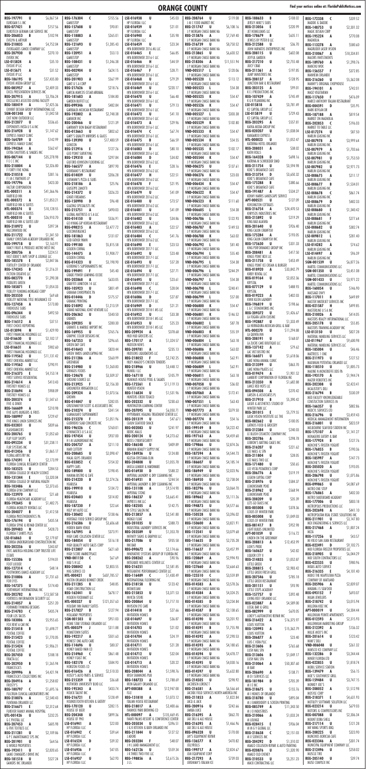| ID | Code | Amount | Name |
|---|---|---|---|
| REG-197791 | U | $6,867.54 | EUROSIAN S INC |
| REG-077421 | B | $157.56 | EUROTECH GERMAN CAR SERVICE INC |
| REG-206853 | B | $102.94 | EVELYN & ARTHUR |
| REG-210835 | A | $4,752.04 | EVERGLADES CANOE COMPANY LLC |
| REG-207930 | U | $270.10 | EVERIX INC |
| LSE-015824 | A | $35.10 | EVOLVE IP LLC |
| LSE-015671 | A | $31.52 | EVOLVE IP LLC |
| REG-186195 | U | $57,435.00 | EVOLVE MEDIA GROUP LLC |
| REG-085957 | A | $2,409.33 | EXCEL PRESENTATION SERVICES INC |
| REG-207915 | A | $3,706.24 | EXCELLENCE ASSISTED LIVING FACILITY |
| REG-180419 | A | $7,425.36 | EXHIBIT DESIGN GROUP INTERNATIONAL LLC |
| SGN-001348 | U | $1,062.58 | EXIT NOW OUTDOOR LLC |
| REG-212077 | U | $536.65 | EXPONENTS INSTA U S A INC |
| REG-216928 | U | $1,147.62 | EXPRESS FAMILY CLINIC |
| REG-164789 | U | $142.99 | EXPRESS FAMILY CLINIC |
| REG-194264 | A | $562.47 | EXTRA SHUTTERS & SHADES INC |
| REG-087144 | U | $35,278.98 | F E C C INC |
| REG-218804 | A | $2,326.80 | F FORTY FIVE HOMA |
| REG-210518 | U | $301.16 | F I M C PARTNERS LP |
| REG-197796 | A | $423.30 | FACTUR CORPORATION |
| HTL-000311 | A | $41,366.96 | FAIRFIELD INN |
| HTL-000372 | U | $11,853.21 | FAIRFIELD INN & SUITES |
| HTL-000374 | U | $10,128.55 | FAIRFIELD INN & SUITES |
| HTL-000310 | U | $26,910.70 | FAIRFIELD INN & SUITES LBV |
| REG-218972 | U | $397.34 | FALCONWOOD INC |
| REG-217722 | U | $1,341.50 | FAMILY CHRISTIAN ACADEMY ORLANDO INC |
| REG-199718 | A | $2,163.91 | FANCY FRUIT & PRODUCE METRO WEST INC |
| REG-200736 | A | $224.51 | FAST EDDIE'S WIPE SHOP & LOUNGE LLC |
| REG-185578 | E | $2,847.06 | FERTILITY CENTER OF ORLANDO |
| REG-174245 | B | $1,216.31 | FICTION CREATIVE LLC |
| REG-082770 | B | $1,290.38 | FIDDLERS GREEN |
| REG-185871 | E | $1,054.33 | FIDELITY FUNDING MORTGAGE CORP |
| REG-203550 | E | $69.68 | FIDELITY NATIONAL TITLE INSURANCE CO |
| REG-127458 | A | $173.80 | FIREHOUSE SUBS |
| REG-096344 | U | $492.50 | FIREHOUSE SUBS |
| REG-116512 | A | $37.51 | FIRST CHOICE REPORTING |
| LSE-013094 | H | $1,409.90 | FIRST FINANCIAL HOLDINGS LLC |
| LSE-016630 | U | $2,102.17 | FIRST FINANCIAL HOLDINGS LLC |
| LSE-016631 | A | $982.60 | FIRST FINANCIAL HOLDINGS LLC |
| REG-119562 | U | $11,131.42 | FIRST ORIENTAL MARKET LLC |
| REG-119562 | B | $9.91 | FIRST ORIENTAL MARKET LLC |
| REG-216375 | A | $4,153.14 | FIRST SERVICE RESIDENTIAL |
| REG-214614 | U | $413.43 | FIRSTKEY HOMES LLC |
| REG-218694 | A | $908.09 | FIRSTKEY HOMES LLC |
| REG-200374 | U | $1,547.61 | FIVE & DINER |
| REG-166609 | A | $210.98 | FIVE GUYS BURGERS & FRIES |
| REG-188997 | A | $797.47 | FIVE KINGS LINEN SERVICES INC |
| REG-032831 | U | $839.66 | FLASHDANCERS |
| REG-201065 | A | $1,052.65 | FLIP FLOP SHOPS |
| REG-095234 | U | $31,238.11 | FLIR SYSTEMS INC |
| REG-012456 | U | $1,865.17 | FLORAL ARTISTRY INC |
| REG-174591 | E | $2,173.99 | FLORIDA CLINICAL RESEARCH CENTER |
| REG-183525 | A | $284.53 | FLORIDA COLLEGE OF HEALTH SCIENCE |
| REG-131344 | E | $3,200.04 | FLORIDA COLLEGE OF NATURAL HEALTH |
| REG-103486 | A | $2,373.65 | FLORIDA GYM COMPANY LLC |
| REG-123970 | A | $21.08 | FLORIDA HEALTHCARE ACADEMY LLC |
| REG-192645 | U | $1,482.75 | FLORIDA MOBILITY REPAIRS LLC |
| REG-204077 | A | $1,412.50 | FLORIDA POSTHODONTICS PA |
| REG-176194 | A | $435.54 | FLORIDA SPINE & REHAB CENTER LLC |
| REG-209483 | A | $428.73 | FLORIDA T SHIRTS PLUS |
| REG-014863 | A | $2,179.87 | FLORIDA UNDERGROUND CONSTRUCTION INC |
| REG-202256 | U | $343.87 | FMT AMERICA HOLDING CORP TRUSTEE LIFE ESTATE |
| REG-155306 | U | $194.01 | FOOT LOCKER |
| REG-127314 | A | $48.14 | FOOTWORKS DANCE ACADEMY LLC |
| REG-210806 | A | $1,731.65 | FOR KIDS |
| REG-147375 | U | $174.40 | FORTHRIGHT INTERNATIONAL INC |
| REG-202782 | A | $13,587.58 | FORTRESS INFORMATION SECURITY LLC |
| REG-207437 | A | $251.29 | FORWARD THINKING DESIGNS |
| REG-214782 | C | $435.74 | FOUR LOS TACOS |
| REG-183006 | A | $5,955.66 | FOX RENT A CAR INC |
| REG-215418 | B | $1,698.77 | FOXTAIL COFFEE |
| REG-215432 | U | $1,770.96 | FOXTAIL COFFEE |
| REG-215424 | U | $1,906.21 | FOXTAIL COFFEE |
| REG-207450 | U | $188.18 | FRACTAL LLC |
| REG-202950 | B | $1,263.94 | FRANCESCA'S |
| REG-209996 | A | $4,421.94 | FRANCESCA'S COLLECTIONS INC |
| REG-204916 | A | $1,258.82 | FROSTY'S |
| REG-180797 | C | $1,695.16 | FULCRUM CLINICAL LABORATORIES INC |
| REG-218076 | B | $2,540.42 | FUNTAMIA ORLANDO LLC |
| REG-216671 | A | $2,312.64 | FUREVER FAMILY ANIMAL HOSPITAL |
| UTL-001426 | A | $232.35 | G C PIVOTAL LLC |
| REG-207926 | U | $605.98 | G FIVE TEXTILES LLC |
| REG-211281 | U | $2,109.86 | G P C MAINTENANCE SYS INC |
| REG-201901 | U | $64.56 | G WORLD PROPERTIES |
| REG-192411 | U | $2,820.05 | GAME CHANGERS 1 DRIVE INC |
| REG-181518 | U | $527.24 | GAMERS INC ORLANDO |
| REG-176304 | C | $155.56 | GAMESTOP |
| REG-157608 | U | $90.81 | GAMESTOP |
| REG-118883 | A | $265.01 | GAMESTOP |
| REG-121693 | U | $1,285.43 | GAMESTOP |
| REG-120951 | A | $53.13 | GAMESTOP |
| REG-108431 | U | $1,246.38 | GAMESTOP |
| REG-002904 | U | $624.15 | GAMESTOP |
| REG-200903 | U | $567.99 | GAND U S A CORP |
| REG-217426 | U | $218.76 | GARCIA MARCOS CESAR ARRABAL |
| REG-181683 | A | $184.80 | GARDEN BUFFET LLC |
| REG-099304 | A | $482.84 | GARIBALDI MEXICAN RESTAURANT |
| REG-192802 | A | $2,748.38 | GARMOR INC |
| REG-200466 | U | $121.39 | GARMONY BON BAGAR RESTAURANT |
| REG-013663 | U | $802.62 | GARY'S QUALITY MIRRORS & GLASS |
| REG-139390 | U | $17,480.59 | GENICON |
| REG-212916 | E | $127.26 | GEO POINT SURVEYING |
| REG-129310 | A | $297.84 | GILFORD JOHNSON FLOORING LLC |
| REG-166577 | A | $897.90 | GIOVANNI'S RESTAURANT |
| REG-014039 | U | $206.28 | GIOVANNI'S PIZZA & SUBS |
| REG-218136 | A | $25.96 | GIUSEPPE ZANOTTI |
| REG-214127 | U | $326.23 | GIVATI FIREARMS |
| REG-150998 | D | $96.48 | GLADIATOR SPECIALISTS INC |
| REG-215751 | A | $490.03 | GLOBAL MATTRESS U S A LLC |
| REG-014150 | U | $536.91 | GO HYANG GIP KOREAN RESTAURANT |
| REG-098215 | A | $3,477.72 | GOCONVERGENCE |
| REG-181863 | U | $131.07 | GOD FATHER PAWN |
| REG-199180 | U | $5,815.58 | GOLDEN CORRAL |
| REG-144475 | U | $1,908.77 | GOLDEN CORRAL |
| REG-014323 | U | $3,198.90 | GOODINGS SUPERMARKETS INC |
| REG-199481 | A | $45.40 | GRACE POWER LEARNING CENTER |
| REG-202864 | U | $633.05 | GRAFFITI JUNCTION 14 LLC |
| REG-103923 | U | $801.49 | GRAHAM CORPORATE PA |
| REG-014446 | U | $175.57 | GRANDE PRINTING |
| REG-214092 | A | $1,213.59 | GRAND NATIONAL JOINT VENTURE LLC |
| REG-206362 | U | $540.50 | GRANDS |
| REG-209205 | U | $280.30 | GRANITE & MARBLE IMPORT INC |
| REG-169955 | U | $765.76 | GRAPHIC COLOR DESIGNS INC |
| REG-167253 | U | $296.65 | GREEN DAY CAFE |
| REG-016443 | U | $820.44 | GREEN YARDS LANDSCAPING INC |
| REG-211286 | U | | GREENBEAT |
| REG-214980 | U | $1,260.83 | GREENLEAF FOODS INC |
| REG-216478 | A | $3,509.37 | GROUND SOURCE LLC |
| REG-213925 | F | $256.30 | GROUNDWORK IRRIGATION LLC |
| REG-209324 | A | $1,073.56 | GROWN |
| REG-014487 | A | $285.05 | GRUSENMEYER SCOTT & ASSOCIATES INC |
| REG-210274 | U | $341.54 | GUANAJUATO SUPERMARKET |
| REG-215278 | U | $1,051.96 | GUERRERO SLAB CONCRETE INC |
| REG-196526 | C | $760.01 | GYMNASTICS U S A LLC |
| REG-197454 | U | $937.00 | H I M LAUNDROMAT INC |
| REG-204737 | A | $311.10 | HAIR CUTTERY |
| REG-208685 | U | $2,098.47 | HAKAL GIFTS EMBARGO |
| REG-033852 | C | $154.32 | HAPPY CARS |
| REG-189800 | U | $198.45 | HAVANA BISTRO & CAFE |
| REG-214220 | B | $2,274.26 | HEARUSA |
| REG-199910 | U | $134.72 | HEARUSA |
| REG-024603 | U | $314.82 | HEARUSA |
| REG-187230 | F | $22.64 | HELP MY AUTO LLC |
| REG-193602 | U | $138.46 | HERITAGE FOOD SERVICE GROUP INC |
| REG-216356 | U | $3,606.68 | HIDDEN BARN VENUE |
| REG-167095 | A | $273.91 | HIGH LINE COLLISION CENTER LLC |
| REG-184054 | U | $516.18 | HIGH QUALITY AUTO SALES CORP |
| REG-212807 | A | $621.60 | HIGH STONE MARKETPLACE |
| VND-001156 | C | $67.69 | HIKE S H LLC |
| REG-208042 | A | $2,800.55 | HIKE SERVICE CO |
| HTL-000021 | U | $607,785.57 | HILTON ORLANDO BONNET CREEK |
| REG-211285 | K | $48.85 | HOAK CONSTRUCTION LLC |
| REG-164343 | U | $678.17 | HOLDEN FOODMART LLC |
| HTL-000327 | U | $121,357.63 | HOLIDAY INN FAMILY SUITES |
| REG-217827 | B | $127.74 | HOLLIDAY PROPERTIES |
| SGN-001503 | U | $951.03 | HOME STAR STORAGE ORLANDO LLC |
| HTL-000379 | J | $311.88 | HOMETOWN SUITES |
| REG-192317 | A | $501.63 | HONEST ONE AUTO CARE |
| REG-111696 | A | $80.37 | HONEY BAKED HAM CO |
| REG-214960 | U | $861.48 | HONEY FUSE INC |
| REG-162178 | A | $584.93 | HORIZON FOODS CO |
| REG-016426 | A | $2,510.33 | HOSEY'S AUTO PARTS & SERVICE |
| REG-215359 | U | $36.68 | HOTWORX UNIVERSITY BLVD LLC |
| REG-195343 | A | $433.74 | HOUCK TALENT INC |
| REG-211204 | A | $128.49 | HOUNDSTOOTH KITCHEN & EATERY |
| REG-170120 | A | $282.15 | HOUSE OF BEER |
| REG-204348 | A | $899.36 | HOUSE OF PHO |
| LSE-016941 | A | $22.00 | HP FLORIDA LLC |
| LSE-016524 | D | $39.12 | HP FLORIDA LLC |
| LSE-016902 | U | $59.64 | HP FLORIDA LLC |
| LSE-016936 | A | $47.05 | HP FLORIDA LLC |
| LSE-016937 | U | $62.93 | HP FLORIDA LLC |
| LSE-016938 | U | $45.03 | HP FLORIDA I LLC |
| LSE-016947 | U | $21.01 | HP FLORIDA I LLC |
| LSE-016940 | C | $35.98 | HP FLORIDA I LLC |
| LSE-016459 | C | $23.34 | HPA BORROWER 2016-ML LLC |
| LSE-016465 | E | $66.85 | HPA BORROWER 2016-1 LLC |
| LSE-016466 | A | $44.59 | HPA BORROWER 2016-1 LLC |
| LSE-016467 | A | $28.71 | HPA BORROWER 2016-1 LLC |
| LSE-016468 | A | $29.79 | HPA BORROWER 2016-1 LLC |
| LSE-016469 | C | $230.17 | HPA BORROWER 2016-1 LLC |
| LSE-016470 | U | $66.40 | HPA BORROWER 2016-1 LLC |
| LSE-016471 | U | $79.13 | HPA BORROWER 2016-1 LLC |
| LSE-016472 | U | $41.10 | HPA BORROWER 2016-1 LLC |
| LSE-016473 | A | $29.96 | HPA BORROWER 2016-1 LLC |
| LSE-016474 | C | $67.74 | HPA BORROWER 2016-1 LLC |
| LSE-016475 | B | $66.59 | HPA BORROWER 2016-1 LLC |
| LSE-016083 | U | $80.10 | HPA BORROWER 2016-1 LLC |
| LSE-016084 | U | $34.82 | HPA BORROWER 2016-1 LLC |
| LSE-016476 | A | $28.16 | HPA BORROWER 2016-1 LLC |
| LSE-016477 | H | $22.51 | HPA BORROWER 2016-1 LLC |
| LSE-016478 | A | $21.95 | HPA BORROWER 2016-1 LLC |
| LSE-016479 | A | $41.09 | HPA BORROWER 2016-1 LLC |
| LSE-016480 | U | $73.57 | HPA BORROWER 2016-2 LLC |
| LSE-016481 | U | $41.09 | HPA BORROWER 2016-2 LLC |
| LSE-016482 | U | $34.86 | HPA BORROWER 2016-2 LLC |
| LSE-016483 | A | $22.57 | HPA BORROWER 2016-2 LLC |
| LSE-016484 | U | $41.76 | HPA BORROWER 2016-2 LLC |
| LSE-016490 | C | $23.53 | HPA BORROWER 2017-1 LLC |
| LSE-016492 | U | $23.48 | HPA BORROWER 2017-1 LLC |
| LSE-016493 | U | $57.28 | HPA BORROWER 2017-1 LLC |
| LSE-016494 | U | $27.71 | HPA BORROWER 2017-1 LLC |
| LSE-016495 | U | $23.61 | HPA BORROWER 2017-1 LLC |
| LSE-016498 | C | $28.04 | HPA BORROWER 2017-1 LLC |
| LSE-016086 | C | $27.87 | HPA BORROWER 2017-1 LLC |
| LSE-016949 | U | $21.21 | HPA BORROWER 2018-1 MS LLC |
| LSE-016952 | U | $33.38 | HPA BORROWER 2018-1 MS LLC |
| LSE-016953 | A | $25.23 | HPA BORROWER 2018-1 MS LLC |
| REG-199924 | A | $378.68 | HUB HUB GROCERS LLC |
| REG-170117 | A | $1,324.57 | HUDSON NEWS |
| REG-209781 | A | $235.13 | HUDSONS LIQUIDATIONS LLC |
| REG-218052 | U | $2,742.25 | HUEY MAGOO'S CHICKEN TENDERS |
| REG-218966 | U | $3,448.12 | HUMANA INC |
| REG-167710 | A | $105.79 | HUMANS HOUSE PIES & SALADS |
| REG-175561 | E | $11,119.13 | HUNTER VISION |
| REG-216834 | U | $1,531.96 | HUNTERS CREEK TERACO |
| REG-202312 | U | $230.63 | HUNTINGTON LEARNING CENTER |
| REG-207095 | A | $6,050.71 | HYPERBARIC HEALING TREATMENT CENTER LLC |
| REG-201319 | A | $47.61 | I DREAM CAFE |
| REG-002083 | U | $241.97 | IBERIC MALLS |
| REG-200124 | U | $4,273.62 | IBOSS CYBERSECURITY |
| REG-186548 | U | $409.89 | IBRAHIM BEAUTY SUPPLY INC |
| REG-184936 | U | $124.80 | IGLESIA CRISTIANA ELIM |
| REG-204808 | U | $1,055.78 | IMECA LUMBER & HARDWARE |
| REG-016210 | A | $588.22 | IMPERIAL LAUNDRY & DRY CLEANING INC |
| REG-016931 | B | $244.54 | IMPERIAL LAUNDRY & DRY CLEANING INC |
| REG-131108 | A | $9,514.90 | IMPERIAL STONE |
| REG-186237 | U | $3,665.41 | IMPRESS INK LLC |
| REG-182035 | U | $142.75 | IN STYLE SALON INC |
| REG-213857 | A | $2,541.80 | INDIGO FLOAT |
| REG-201035 | U | $388.73 | INDUSTRIAL LAUNDRY SERVICES INC |
| REG-203589 | U | $1,353.78 | INFINITY SIGNS & GRAPHIX LLC |
| REG-217086 | U | $935.58 | ING BAR |
| REG-090672 | A | $2,174.66 | INNOVATIVE SYSTEMS GROUP OF FLORIDA INC |
| REG-208262 | U | $90.96 | INTEGRATED WELLNESS CENTER LLC |
| REG-216251 | U | $2,581.85 | INTEGRATIVE PERFORMANCE CENTER LLC |
| REG-116489 | U | $1,430.49 | INTERNATIONAL FLOORING INC |
| REG-218150 | U | $123.42 | INTIMISSIMI |
| REG-188723 | U | $3,371.53 | INVESTOR STORE |
| REG-200864 | U | $1,717.10 | INVISION EYE CARE |
| LSE-014418 | C | $27.66 | INVITATION HOMES |
| LSE-014697 | U | $36.87 | INVITATION HOMES |
| LSE-014657 | U | $28.38 | INVITATION HOMES |
| LSE-014703 | U | $21.02 | INVITATION HOMES |
| LSE-014704 | A | $24.19 | INVITATION HOMES |
| LSE-014711 | U | $21.28 | INVITATION HOMES |
| LSE-014712 | U | $32.04 | INVITATION HOMES |
| LSE-014713 | U | $20.12 | INVITATION HOMES |
| REG-208044 | A | $1,598.76 | IRISH SHANNONS PUB |
| REG-188733 | U | $3,798.83 | IRON GALAXY ORLANDO LLC |
| APT-000388 | U | $174.00 | ISLE |
| REG-131810 | U | $1,073.12 | ITALIAN HOUSE RESTAURANT |
| REG-218017 | A | $2,400.66 | IVANHOE PARK BREWING CO |
| HTL-000097 | U | $135,469.45 | IWANTI PALMS RESORT & CONFERENCE CENTER |
| REG-205034 | A | $396.51 | J & K KITCHEN & BATH ORLANDO INC |
| REG-211844 | U | $127.52 | J ADORE |
| REG-203284 | A | $48.07 | J K TRADING AND MANUFACTURING INC |
| REG-162126 | U | $559.34 | J K THREE TWO FIVE LLC |
| REG-198856 | A | $2,615.26 | J L L |
| REG-208764 | U | $119.08 | J M C FOOD MARKET INC |
| REG-211747 | U | $4,108.16 | J P MORGAN CHASE BANK NA |
| REG-215876 | A | $7,769.40 | J P MORGAN CHASE BANK NA |
| REG-216739 | U | $8,750.52 | J P MORGAN CHASE BANK NA |
| REG-213865 | U | $6,603.52 | J P MORGAN CHASE BANK NA |
| REG-218306 | U | $11,551.94 | J P MORGAN CHASE BANK NA |
| VND-005517 | L | $120.06 | J P MORGAN CHASE BANK NA |
| VND-005520 | U | $113.12 | J P MORGAN CHASE BANK NA |
| VND-005523 | L | $54.38 | J P MORGAN CHASE BANK NA |
| VND-005525 | L | $54.47 | J P MORGAN CHASE BANK NA |
| VND-005526 | L | $54.47 | J P MORGAN CHASE BANK NA |
| VND-005527 | U | $303.38 | J P MORGAN CHASE BANK NA |
| VND-005529 | L | $102.80 | J P MORGAN CHASE BANK NA |
| VND-005533 | L | $54.47 | J P MORGAN CHASE BANK NA |
| VND-005534 | L | $54.55 | J P MORGAN CHASE BANK NA |
| VND-005535 | L | $102.17 | J P MORGAN CHASE BANK NA |
| VND-005544 | L | $54.47 | J P MORGAN CHASE BANK NA |
| VND-006275 | U | $137.61 | J P MORGAN CHASE BANK NA |
| VND-006276 | L | $23.03 | J P MORGAN CHASE BANK NA |
| VND-006434 | L | $54.47 | J P MORGAN CHASE BANK NA |
| VND-006522 | L | $54.47 | J P MORGAN CHASE BANK NA |
| VND-006523 | L | $111.61 | J P MORGAN CHASE BANK NA |
| VND-006605 | L | $54.38 | J P MORGAN CHASE BANK NA |
| VND-006786 | L | $122.93 | J P MORGAN CHASE BANK NA |
| VND-006787 | K | $149.53 | J P MORGAN CHASE BANK NA |
| VND-006788 | L | $63.02 | J P MORGAN CHASE BANK NA |
| VND-006792 | L | $81.40 | J P MORGAN CHASE BANK NA |
| VND-006794 | L | $55.40 | J P MORGAN CHASE BANK NA |
| VND-006795 | L | $54.38 | J P MORGAN CHASE BANK NA |
| VND-006796 | L | $244.29 | J P MORGAN CHASE BANK NA |
| VND-006797 | L | $54.38 | J P MORGAN CHASE BANK NA |
| VND-006798 | L | $240.41 | J P MORGAN CHASE BANK NA |
| VND-006799 | L | $57.00 | J P MORGAN CHASE BANK NA |
| VND-006800 | K | $54.47 | J P MORGAN CHASE BANK NA |
| VND-006801 | L | $146.52 | J P MORGAN CHASE BANK NA |
| VND-006802 | L | $87.78 | J P MORGAN CHASE BANK NA |
| VND-006803 | K | $55.59 | J P MORGAN CHASE BANK NA |
| VND-006804 | L | $63.18 | J P MORGAN CHASE BANK NA |
| VND-006806 | L | $63.40 | J P MORGAN CHASE BANK NA |
| VND-006808 | L | $62.91 | J P MORGAN CHASE BANK NA |
| VND-006809 | L | $62.91 | J P MORGAN CHASE BANK NA |
| VND-006811 | L | $63.18 | J P MORGAN CHASE BANK NA |
| VND-007058 | U | $36.03 | J P MORGAN CHASE BANK NA |
| VND-007246 | U | $272.42 | J P MORGAN CHASE BANK NA |
| VND-007251 | U | $63.43 | J P MORGAN CHASE BANK NA |
| VND-007773 | U | $379.50 | J P MORGAN CHASE BANK NA |
| VND-007774 | K | $54.16 | J P MORGAN CHASE BANK NA |
| REG-199149 | B | $4,222.42 | J P MORGAN CHASE BANK NA |
| REG-189106 | U | $4,459.60 | J P MORGAN CHASE BANK NA |
| REG-179866 | U | $2,874.16 | J P MORGAN CHASE BANK NA |
| REG-187594 | A | $4,544.73 | J P MORGAN CHASE BANK NA |
| REG-186607 | U | $4,185.14 | J P MORGAN CHASE BANK NA |
| REG-186949 | U | $2,023.96 | J P MORGAN CHASE BANK NA |
| REG-189796 | U | $3,064.70 | J P MORGAN CHASE BANK NA |
| REG-189662 | A | $5,111.26 | J P MORGAN CHASE BANK NA |
| REG-194873 | U | $4,577.66 | J P MORGAN CHASE BANK NA |
| REG-159528 | U | $3,396.02 | J P MORGAN CHASE BANK NA |
| REG-159600 | A | $3,821.91 | J P MORGAN CHASE BANK NA |
| REG-112541 | U | $3,079.68 | J P MORGAN CHASE BANK NA |
| REG-116635 | D | $2,735.28 | J P MORGAN CHASE BANK NA |
| REG-116637 | F | $3,457.99 | J P MORGAN CHASE BANK NA |
| REG-122069 | A | $2,994.93 | J P MORGAN CHASE BANK NA |
| REG-122966 | U | $3,616.64 | J P MORGAN CHASE BANK NA |
| REG-125510 | C | $3,559.89 | J P MORGAN CHASE BANK NA |
| REG-014583 | A | $3,578.26 | J P MORGAN CHASE BANK NA |
| REG-014584 | A | $4,324.25 | J P MORGAN CHASE BANK NA |
| REG-014585 | U | $3,234.84 | J P MORGAN CHASE BANK NA |
| REG-014587 | U | $2,138.65 | J P MORGAN CHASE BANK NA |
| REG-014590 | U | $3,201.92 | J P MORGAN CHASE BANK NA |
| REG-014591 | B | $1,755.98 | J P MORGAN CHASE BANK NA |
| REG-014592 | U | $7,290.54 | J P MORGAN CHASE BANK NA |
| REG-014593 | A | $4,180.65 | J P MORGAN CHASE BANK NA |
| REG-014594 | U | $4,478.77 | J P MORGAN CHASE BANK NA |
| REG-014595 | U | $4,030.16 | J P MORGAN CHASE BANK NA |
| REG-014596 | U | $5,632.80 | J P MORGAN CHASE BANK NA |
| REG-014597 | U | $5,632.80 | J P MORGAN CHASE BANK NA |
| REG-216581 | A | $6,566.64 | JACOBSEN LORENZ P |
| REG-131853 | A | $1,822.84 | JACOBY FIELD SERVICES NORTH AMERICA INC |
| REG-216395 | A | $862.70 | JAX DELI & ALE HOUSE |
| REG-216396 | U | $1,145.70 | JAX DELI & ALE HOUSE |
| REG-196328 | A | $170.08 | JB'S EQUIPMENT REPAIR |
| REG-136577 | K | $470.82 | JEAN EQUIPMENT COMPANY |
| REG-199717 | A | $2,824.47 | JEREMIAH'S ITALIAN ICE |
| REG-217241 | U | $739.03 | JEREMIAH'S ITALIAN ICE |
| REG-188633 | B | $108.02 | JERSEY MIKE'S SUBS |
| REG-213056 | E | $220.99 | JET HOMELOANS LLC |
| REG-178679 | A | $635.11 | JEWELS BY PETER B LLC |
| REG-212588 | U | $36.70 | JOHN NAVARTES ENTERPRISES INC |
| REG-208115 | U | $602.08 | JOYFUL GARDEN |
| REG-217210 | U | $2,755.48 | JUICY CRAB |
| REG-211361 | A | $197.85 | JUMP INDUSTRIES INC |
| REG-208137 | A | $128.95 | JUNCTION BAR & RESTAURANT |
| REG-203125 | A | $99.01 | K E J PRODUCTIONS INC |
| REG-107439 | A | $745.49 | K G PLUMBING INC |
| LSE-015818 | A | $3,781.49 | K2 CAPITAL GROUP LLC |
| LSE-015819 | U | $729.43 | K2 CAPITAL GROUP LLC |
| REG-203295 | A | $557.81 | KAIRA MEDIUM GROUP INC |
| REG-020207 | U | $1,038.04 | KANGAROO EXPRESS |
| HTL-000023 | U | $1,052.47 | KATERINA HOTEL ORLANDO |
| REG-208031 | U | $58.02 | KATHI ROLLS |
| REG-164328 | D | $698.16 | KATRINA M SCHROEDER DMD |
| REG-211754 | U | $3,594.98 | KENDI'S BREAKFAST CAFE |
| REG-213754 | D | $3,650.32 | KENDI'S BREAKFAST CAFE |
| REG-175288 | B | $380.66 | KENDI'S BREAKFAST CAFE |
| REG-191487 | A | $534.27 | KENNY HARRIS LANDSCAPE SERVICE |
| APT-000251 | U | $127.09 | KENSINGTON COTTAGES |
| REG-216754 | A | $24,470.53 | KEPLOS INDUSTRIES INC |
| REG-215892 | U | $219.29 | KING BAO ALAFAYA |
| REG-201640 | U | $926.40 | KING CAJUN CRAWFISH |
| REG-119343 | U | $281.40 | KING CAJUN CRAWFISH |
| REG-175630 | U | $331.33 | KING PERFORMANCE GROUP INC |
| REG-208481 | U | $417.50 | KINGS POINT BOX LLC |
| REG-211758 | A | $453.49 | KINGS POINT ICE CREAM & BURGER |
| REG-218920 | A | $33,842.79 | KIRBY RENTAL LLC |
| REG-019164 | U | $2,052.36 | KRYSTAL |
| REG-077129 | U | $488.93 | KRYSTAL |
| REG-019223 | A | $402.03 | KWIK CLEEN LAUNDRY |
| REG-196819 | U | $198.66 | L O C SOUVENIRS INC |
| REG-209372 | U | $1,426.67 | LA FOGATA LATIN CUISINE |
| REG-192887 | A | $1,333.49 | LA HERRADURA MEXICAN GRILL & BAR |
| REG-217098 | U | $11,294.88 | LA QUINTA INN |
| REG-208191 | U | $168.07 | LA ZACHE CROSS BOUTIQUE LLC |
| REG-137142 | A | $79.62 | LAC VIET BISTRO INC |
| REG-164071 | U | $1,618.06 | LAKE NONA ANIMAL CLINIC |
| REG-213599 | U | $863.70 | LAKE NONA PILATES LLC |
| REG-016974 | U | $1,901.52 | LAMBERT CORPORATION OF FLORIDA INC |
| REG-213350 | U | $1,682.88 | LANCE KID HOPS LLC |
| REG-094508 | A | $270.42 | LARSEN & ASSOCIATES PL |
| REG-217910 | U | $5,390.42 | LASER & AESTHETICS STUDIO OF WINTER PARK LLC |
| REG-201015 | E | $5,779.55 | LASIK VISION INSTITUTE LLC THE |
| REG-016662 | U | $100.46 | LATINOS FOOD & GROCERY |
| REG-212384 | U | $240.03 | LE BLUSH COSMETIC COMPANY INC |
| REG-202786 | A | $298.78 | LEBRON'S BATTING CAGES INC |
| REG-216207 | A | $221.62 | LEE NAILS & SPA |
| REG-211804 | U | $28.05 | LEE NAILS & SPA |
| REG-171480 | U | $50.65 | LEE VISTA PEDIATRICS CORP |
| REG-206776 | A | $519.19 | LEGION CAPITAL CORP |
| REG-218976 | U | $584.37 | LEMONSHARK POKE |
| REG-218962 | U | $568.94 | LEMONSHARK POKE |
| REG-208209 | U | $35.39 | LETS GO NAILS INC |
| REG-005008 | U | $378.36 | LEXUS OF WINTER PARK |
| VND-005600 | U | $1,049.03 | LEXUS OF WINTER PARK |
| REG-081417 | E | $952.98 | LIGHT BULBS UNLIMITED |
| APT-001039 | U | $116.72 | LIMA ON THE GREENWAY |
| REG-208813 | A | $12,453.99 | LION'S PRIDE |
| REG-189631 | U | $42.82 | LIQUOR CITY II |
| REG-214835 | U | $1,052.87 | LITTLE GREEK |
| REG-208815 | C | $2,983.42 | LITTLE GREEK FRESH GRILL |
| REG-207456 | U | $785.18 | LITTLE GREEK RESTAURANT |
| REG-201151 | U | $93.90 | LITTLE STEPS ACADEMY |
| REG-157751 | U | $392.48 | LIVING REEF ORLANDO LLC |
| REG-023867 | A | $4,589.00 | LOCAL BAR & GRILL |
| REG-082999 | U | $670.06 | LOCAL'S AUTOMOTIVE REPAIR INC |
| REG-216422 | A | $16,375.97 | LOUIS VUITTON |
| REG-120993 | A | $15,362.79 | LOUIS VUITTON |
| REG-216229 | U | $3,010.71 | LUIS C VERA PLLC |
| REG-213606 | U | $1,049.17 | LUSH NAIL SPA |
| REG-210064 | A | $50,307.60 | M BAR |
| REG-206090 | U | $138.71 | M D DEVELOPING SERVICES INC |
| REG-219662 | U | $34.56 | M HOMES OF ORLANDO |
| REG-218700 | A | $280.51 | M J D INDUSTRIES |
| REG-216944 | U | $11,541.44 | M J ORLANDO CORPORATION |
| REG-085749 | A | $1,233.68 | M J STEPHENSON LLC |
| REG-210066 | U | $1,033.24 | MA CUISINE |
| REG-128815 | A | $1,196.37 | M & G Y GLOBAL INC |
| REG-218638 | C | $3,151.03 | M & S CONSTRUCTION |
| REG-204292 | U | $3,310.02 | MAACO COLLISION REPAIR & AUTO PAINTING |
| REG-202876 | A | $1,320.47 | MAACO COLLISION REPAIR |
| REG-210534 | U | $5,251.23 | MACK CONTRACTING LLC |
| REG-172338 | C | $339.52 | MADDIE & EADDIE |
| REG-148753 | U | $2,201.32 | MAGIC DESIGN CORP |
| REG-195324 | A | $770.08 | MAGNOLIA |
| REG-113278 | A | $580.60 | MAGRUDER LASER VISION |
| REG-210067 | A | $18,334.81 | MAJORS INVESTMENTS |
| REG-189760 | A | $1,298.76 | MANCHU WOK |
| REG-156557 | U | $572.85 | MANHEIM ORLANDO |
| REG-216260 | U | $5,362.00 | MANNY'S ORIGINAL CHOPHOUSE |
| REG-194101 | A | $742.01 | MARCO VEGETABLES |
| REG-117650 | F | $476.09 | MARCO ANTHONY ITALIAN RESTAURANT |
| REG-004591 | U | $35.95 | MARK BOYLAN DR |
| REG-187188 | A | $819.54 | MARKET ON MAGNOLIA |
| REG-202853 | A | $196.03 | MARKET TO TABLE LLC |
| LSE-017274 | U | $87.50 | MARLIN LEASING INC |
| LSE-007978 | A | $3,999.64 | MARLIN LEASING INC |
| LSE-007979 | A | $1,783.03 | MARLIN LEASING INC |
| LSE-007981 | U | $1,753.50 | MARLIN LEASING INC |
| LSE-007982 | U | $2,971.73 | MARLIN LEASING INC |
| LSE-008675 | A | $211.17 | MARLIN LEASING INC |
| LSE-008677 | B | $1,534.01 | MARLIN LEASING INC |
| LSE-008678 | C | $861.74 | MARLIN LEASING INC |
| LSE-008679 | U | $482.33 | MARLIN LEASING INC |
| LSE-008680 | E | $1,340.42 | MARLIN LEASING INC |
| LSE-008681 | F | $277.64 | MARLIN LEASING INC |
| LSE-008682 | A | $382.74 | MARLIN LEASING INC |
| LSE-009812 | U | $281.40 | MARLIN LEASING INC |
| LSE-014282 | A | $74.62 | MARLIN LEASING INC |
| LSE-014497 | A | $96.39 | MARLIN LEASING INC |
| LSE-014498 | U | $4,877.96 | MARTEL COMMUNICATIONS LLC |
| SGN-001350 | U | $3,451.08 | MARTEL COMMUNICATIONS LLC |
| SGN-001433 | U | $3,971.27 | MARTEL COMMUNICATIONS LLC |
| REG-160054 | U | $146.90 | MASSAGE ENVY |
| REG-117011 | B | $649.89 | MASTER MARKET SERVICES INC |
| REG-021587 | A | $499.85 | MASTERLINE U S A INC |
| REG-210026 | A | $414.05 | MASTERS REALTY INTERNATIONAL LLC |
| REG-203578 | U | $55.85 | MASTERS TRAINING ACADEMY INC |
| LSE-013150 | U | $827.28 | MATERIAL HANDLING SERVICES LLC |
| LSE-011967 | A | $9,600.98 | MATERIAL HANDLING SERVICES LLC |
| REG-185004 | A | $46.46 | MATTRESS 1 ONE |
| REG-211973 | U | $127.52 | MAXIMUM POTENTIAL ORLANDO LLC |
| REG-118510 | U | $1,805.73 | MAXINE M MONCRIEFFE DDS PA |
| REG-193170 | A | $1,944.74 | MAZIO ROBOTICS INC |
| REG-202308 | U | $2,423.41 | MCALISTER'S DELI |
| REG-216794 | B | $530.39 | MED FACILITY KNOWLEDGEABLE CONSTRUCTION SERVICES IN |
| REG-186357 | U | $882.86 | MEDICYL SERVICES LTD |
| REG-216796 | B | $3,459.43 | MEDICAL MANAGEMENT INFORMATION |
| REG-216801 | U | $823.59 | MELBOURNE SEAFOOD STATION INC |
| REG-175107 | A | $1,141.27 | MENAGERIE EATERY & BAR |
| REG-177924 | B | $127.76 | MENCHIE'S FROZEN YOGURT |
| REG-176855 | A | $190.36 | MENCHIE'S FROZEN YOGURT |
| REG-185995 | A | $147.73 | MENCHIE'S FROZEN YOGURT |
| REG-205020 | A | $193.05 | MENCHIE'S FROZEN YOGURT |
| REG-206798 | U | $1,075.86 | MENCHIE'S FROZEN YOGURT |
| REG-099865 | U | $4,087.69 | METRO ONE STOP |
| REG-176865 | A | $402.30 | METRO SKATEBOARD ACADEMY |
| REG-177806 | U | $803.18 | METROPOLIS PRODUCTIONS LLC |
| REG-202698 | A | $441.10 | METROPOLITAN REAL ESTATE SOLUTIONS INC |
| REG-211901 | U | $3,147.80 | MFX ENGINEERING & SERVICES LLC |
| REG-217468 | A | $1,807.24 | MEZA |
| REG-117256 | A | $43.57 | MI VIEJO SAN JUAN RESTAURANT |
| REG-022491 | A | $9,102.75 | MID FLORIDA FREEZER PROPERTIES LLC |
| REG-218905 | A | $6,044.29 | MID SOUTH CONTRACTORS LLC |
| REG-022535 | U | $980.96 | MIDAS AUTO SERVICE |
| REG-216335 | A | $4,101.40 | MIDICI THE NEAPOLITAN PIZZA COMPANY OF WATERFORD |
| REG-205906 | A | $2,839.07 | MIKAMI'S STUDIO |
| REG-218742 | U | $3,015.94 | MILLENIA KIDZ INC |
| APT-000019 | U | $4,304.44 | MILLENIUM POINTE APARTMENTS |
| REG-012593 | U | $2,315.93 | MILLENIUM MARKETING GROUP |
| REG-212392 | A | $136.32 | MILLIE MOO'S INC |
| REG-201414 | U | $23.40 | MIMI'Z DELI |
| VND-006048 | U | $261.32 | MIMOSO ICE COMPANY LLC |
| REG-132286 | U | $3,244.44 | MINER FLORIDA LTD |
| REG-022855 | U | $1,818.76 | MISSION SERVICE STATION |
| REG-139479 | A | $56.15 | MOE'S SOUTHWEST GRILL |
| REG-139484 | A | $81.17 | MONKEY JOE'S |
| REG-208052 | U | $1,512.98 | MOSAIC CORP |
| REG-218371 | A | $4,631.93 | MOTIVITY SOFTWARE SOLUTION LLC |
| REG-213993 | U | $4,677.03 | MOTORS & COMPRESSORS INC |
| REG-007088 | A | $2,206.34 | MOUNT DORA SHELL |
| REG-217114 | U | $121.28 | MR WING SPORTS BBQ |
| REG-208225 | A | $233.90 | MUNCHIES BOROCHA CAFE |
| REG-023346 | U | $381.74 | MUNICIPAL EQUIPMENT COMPANY LLC |
| REG-212496 | U | $258.02 | MUSCLE TIRE |
| REG-205140 | A | $39.74 | MUSE COMPLEX INC |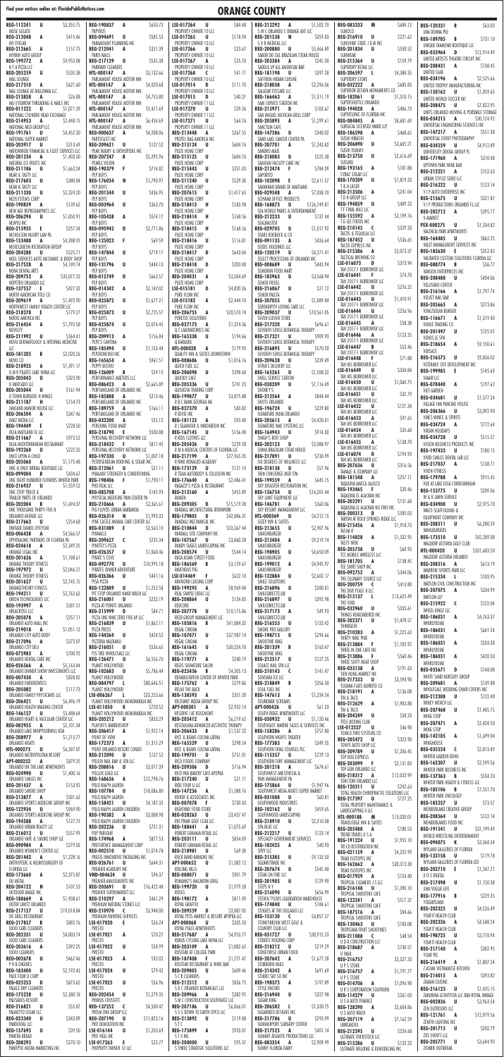REG-112241 U $3,355.75
HASE GELATO
REG-213048 A $415.46
MY EYELAB
REG-212865 A $157.73
MYWAY AUTO GROUP
REG-199772 A $9,955.08
N T A PIZZA LLC
REG-205259 U $535.38
NAIL LOUNGE
REG-217310 U $621.60
NAIL LOUNGE AT MILLENIA LLC
REG-213858 A $67.46
NAU EYEBROW THREADING & NAILS INC
REG-011222 U $1,071.39
NATIONAL CYLINDER HEAD EXCHANGE
REG-214953 A $2,448.15
NATIONAL MED GROUP LLC
REG-191761 U $4,452.30
NATIONAL SUPER MARKET
REG-205917 U $313.69
NATIONWIDE FINANCIAL & FLEET SERVICES LLC
REG-201234 A $1,403.30
NATURAL ICE FRUITS INC
REG-211186 U $1,663.24
NEAR & TASTY LLC
REG-217603 U $380.84
NEAR & TASTY LLC
REG-211330 U $2,324.20
NEOSYSTEMS CORP
REG-190084 A $139.62
NEW AGE REPROGRAPHICS LLC
REG-206294 U $1,050.91
NEWYU INC
REG-215935 E $257.24
NICHOLSON INJURY LAW PA
REG-153488 A $4,288.92
NIDELLOSION RECREATION GROUP
REG-204288 U $525.71
NOEL SERVICES AUTO MECHANIC & BODY SHOP
REG-217528 A $4,189.74
NONA DENTAL ARTS
REG-209752 A $35,077.23
NOPETRO ORLANDO LLC
REG-137557 E $427.32
NORTH AMERICAN TITLE CO
REG-209619 A $1,492.96
NORTHWEST FAMILY HEALTH CENTER LLC
REG-218278 E $179.27
NORSE AMERICA INC
REG-216454 A $1,295.58
NOVELTY
REG-211992 A $364.41
NOVU DERMATOLOGY & INTERNAL MEDICINE
LLC
REG-181205 B $2,020.26
NUVO CO
REG-218935 A $1,391.17
O M R PILATES LAKE NONA LLC
REG-205043 U $323.90
O MERCADO LLC
REG-205044 U $161.94
O TOWN BURGERS N WINGS
REG-211187 A $154.78
OAKLAND MANOR HOUSE LLC
REG-206504 A $347.46
OAKZ MEDIA LLC
REG-194449 U $228.50
OLEA MAITLAND LLC
REG-211667 A $973.52
OLEA MEDITERRANEAN RESTAURANT
REG-192260 U $222.32
ONCE UPON A CHILD
REG-205066 A $1,175.46
ONE & ONLY BRIDAL BOUTIQUE LLC
REG-099004 U $434.67
ONE EIGHT HUNDRED FLOWERS WINTER PARK
REG-216937 U $1,559.52
ONE STOP TRUCK &
TRAILER PARTS OF ORLANDO
REG-202004 B $1,694.37
ONE THOUSAND THIRTY FIVE N
ORLANDO AVENUE LLC
REG-217463 U $254.68
ONEADE DANIEL OYEYEMI
REG-006438 A $4,564.57
OPHTHALMIC PARTNERS OF FLORIDA PA
REG-024618 A $2,349.26
ORANGE LEGAL INC
REG-201626 A $1,188.62
ORANGE THEORY FITNESS
REG-197972 U $2,046.21
ORANGE THEORY FITNESS
REG-201637 U $2,745.15
ORANGETHEORY FITNESS
REG-194211 U $2,762.62
ORION TECHNOLOGIES LLC
REG-193997 A $581.51
ORLACROSS LLC
REG-205078 A $257.11
ORLANDO AUTO HALL INC
REG-219018 A $1,051.12
ORLANDO AUTO HALL INC
REG-217096 A $372.07
ORLANDO CITY DELI
REG-075983 A $700.59
ORLANDO DENTAL CARE INC
REG-026566 A $5,163.44
ORLANDO DINNER SHOW INVESTMENTS LLC
REG-047430 U $328.82
ORLANDO ENDODONTICS
REG-205082 U $117.73
ORLANDO FAMILY PHYSICIANS LLC
REG-206421 U $6,496.19
ORLANDO HEALTH IMAGING CENTER
REG-146127 U $5,488.64
ORLANDO HEART & VASCULAR CENTER LLC
REG-082955 A $2,101.34
ORLANDO LAKE WHIPPOORWILL KOA
REG-209877 U $1,213.77
ORLANDO MEATS
HTL-000273 U $6,587.07
ORLANDO METROPOLITAN RESORT
APT-000252 U $879.25
ORLANDO ON THE LAKE APARTMENTS
REG-024990 U $1,400.16
ORLANDO SMILES INC
REG-201437 A $153.92
ORLANDO SMOKE SHOP
REG-211997 A $501.63
ORLANDO SPORTS MEDICINE GROUP INC
REG-122936 A $969.90
ORLANDO SPORTS MEDICINE GROUP INC
REG-194588 U $127.73
ORLANDO URBAN REALTY LLC
REG-216012 U $557.99
ORLANDO VAPE & SMOKE SHOP LLC
REG-090984 A $229.05
ORLANDO WOMEN'S CENTER LLC
REG-201442 E $1,228.16
ORTHOPEDIC & NEUROSURGERY OF
FLORIDA LLC
REG-175860 A $2,375.87
OU MEDIL
REG-204122 U $167.53
OUTDOOR IMAGE INC
REG-188669 U $1,938.61
OUTER LIMITS ORLANDO
REG-217127 U $19,018.84
OX GRILL RESTAURANT
REG-217857 B $882.76
OXXO CARE CLEANERS
REG-202331 A $4,003.24
OXXO CARE CLEANERS
REG-203616 A $293.25
OXXO CLEANERS
REG-002678 A $462.46
P H B ENGINES
REG-183400 U $2,192.45
PACK YOUR U CORP
REG-025253 U $873.65
PALACE DRY CLEANERS
REG-175228 A $2,280.18
PALISADES RESORT
REG-216821 U $55.81
PALMETTO SOLAR LLC
REG-023340 U $343.89
PANDEMIC LLC
REG-157695 U $59.50
PANERA BREAD
REG-208293 U $270.10
PANOPTIC MEDIA MARKETING INC
REG-190837 A $650.73
PAPYRUS
REG-094691 U $585.53
PARAMOUNT PLUMBING INC
REG-212004 A $331.39
PARIS NAILS
REG-217129 U $535.38
PARKWAY CLEANERS
HTL-000147 A $3,132.66
PARLIAMENT HOUSE MOTOR INN
HTL-000147 A $4,020.68
PARLIAMENT HOUSE MOTOR INN
HTL-000147 A $4,753.80
PARLIAMENT HOUSE MOTOR INN
HTL-000147 A $5,471.69
PARLIAMENT HOUSE MOTOR INN
HTL-000147 A $4,514.69
PARLIAMENT HOUSE MOTOR INN
REG-000637 A $4,208.06
PARTYSLITE INC
REG-209621 U $127.52
PEAK INJURY & PAIN INC
REG-207247 B $5,295.96
PEAKLE VISION
REG-190379 F $714.82
PEP BOYS
REG-176034 N $1,790.97
PEP BOYS
REG-201544 U $436.95
PEP BOYS
REG-093964 U $363.70
PEP BOYS
REG-105438 A $574.17
PEP BOYS
REG-095942 D $2,771.86
PEP BOYS
REG-125023 F $69.59
PEP BOYS
REG-147844 U $719.17
PEP BOYS
REG-131796 A $444.13
PEP BOYS
REG-073749 D $663.57
PEP BOYS
REG-014342 A $2,142.02
PEP BOYS
REG-025872 U $1,677.21
PEP BOYS
REG-025873 U $2,725.57
PEP BOYS
REG-025874 A $2,074.45
PEP BOYS
REG-209913 A $156.84
PEPE'S CANTINA
REG-185494 U $1,153.44
PERFORMANCE INC
REG-165654 A $961.51
PEPPY BISTRO
REG-126009 B $59.15
PERFORMANCE MATTERS LLC
REG-006423 A $2,665.89
PERFUMELAND OF ORLANDO INC
REG-185888 A $213.46
PERFUMELAND OF ORLANDO INC
REG-189759 A $166.11
PERFUMELAND OF ORLANDO INC
REG-032200 A $55.12
PERSHING FOOD MART
REG-218790 E $500.88
PERSONAL RECOVERY NETWORK LLC
REG-218432 F $817.45
PERSONAL RECOVERY NETWORK LLC
REG-197330 U $1,007.18
PETERSON ROOFING & SOLAR INC
REG-212061 U $21.11
PHARAOH'S CONSTRUCTION LLC
REG-190406 A $1,790.11
PHO REAL LLC
REG-085736 A $143.93
PHYSICAL MEDICINE PAIN CENTER INC
REG-210666 A $2,365.61
PIG FLOYDS URBAN BARBAKOA
REG-026314 A $3,993.32
PINE CASTLE ANIMAL CARE CENTER LLC
REG-031089 E $3,563.10
PINNACLE
REG-209627 C $235.34
PINOTTI'S PIZZA
REG-026357 U $1,060.46
PIRATE'S COVE
REG-092770 U $10,995.18
PIRATES DINNER ADVENTURE
REG-026366 U $441.16
PISA PIZZA
REG-122889 U $1,352.58
PIT STOP ORLANDO HAND WASH LLC
REG-214001 U $232.19
PIZZA AT POINTE ORLANDO
REG-213999 U $84.71
PIZZA ONE NINE ZERO FIVE AP LLC
REG-216839 U $1,862.11
PIZZA PRESS
REG-144264 U $424.52
PIZZERIA VALDIANO
REG-216031 U $536.65
PJS TIRE WHOLESALE LLC
REG-126471 U $6,556.70
PLANET HOLLYWOOD
REG-102683 U $5,784.14
PLANET HOLLYWOOD
REG-084797 U $80,646.51
PLANET HOLLYWOOD
USE-006267 U $23,253.66
PLANET HOLLYWOOD MEMORABILIA INC
LSE-011050 U $720.52
PLANET HOLLYWOOD MEMORABILIA INC
REG-205212 A $833.29
PLAYOFFS BARBERSHOP
REG-206417 A $1,922.14
POINT 1 N A
REG-172373 A $1,315.29
POINT ORLANDO RESORT CONDO
REG-212090 U $127.52
POLISH NAIL BAR & SPA LLC
REG-208816 U $3,017.39
POLLOS GOLD LLC
REG-168636 A $12,798.76
POLO RALPH LAUREN
REG-160784 U $18,086.80
POLO RALPH LAUREN
REG-184421 U $4,187.33
POLO RALPH LAUREN CHILDREN
REG-190382 A $3,008.98
POLO RALPH LAUREN CHILDREN
REG-202236 A $731.81
POP PARLOUR
REG-174968 A $877.53
PREFERRED EVENT MANAGEMENT CORP
REG-002510 U $1,014.78
PRESS INNOVATIVE PACKAGING INC
REG-026761 U $644.31
PREMIER ACADEMY INC
VND-004624 A $94.37
PREMIER AMUSEMENTS INC
REG-203691 A $16,422.48
PREMIER SUPERMARKET LLC
REG-210297 A $461.29
PREMIUM NATURAL STONES LLC
REG-210970 A $3,948.00
PREMIUM PAINTING SERVICES
LSE-017020 E $56.24
PRESTO
LSE-017021 E $70.37
PRESTO
LSE-017022 E $59.35
PRESTO
LSE-017023 E $92.02
PRESTO
LSE-017024 E $63.19
PRESTO
LSE-017025 E $56.96
PRESTO
REG-202034 A $1,379.35
PRIMUS CROSSFIT
REG-137252 C $4,500.97
PRISM SPA GROUP LLC
REG-207190 A $11,823.16
PRO EDUCATION INC
REG-016144 U $1,203.69
PRO VAIL INC
REG-210661 U $5,725.77
PROFESSIONAL CAR CARE INC
LSE-017264 U $84.48
PROPERTY OWNER 1 1 LLC
LSE-017265 U $118.94
PROPERTY OWNER 1 1 LLC
LSE-017266 U $23.67
PROPERTY OWNER 1 1 LLC
LSE-017267 A $25.10
PROPERTY OWNER 1 1 LLC
LSE-017268 C $41.71
PROPERTY OWNER 1 1 LLC
LSE-017014 D $111.70
PROPERTY OWNER 1 1 LLC
LSE-017015 U $40.27
PROPERTY OWNER 1 1 LLC
LSE-017270 A $29.26
PROPERTY OWNER 1 1 LLC
LSE-017271 U $64.76
PROPERTY OWNER 1 1 LLC
REG-213448 A $267.55
PROVIDE BAG AMERICA INC
REG-215124 A $604.76
PULTE HOME CORP
REG-215125 U $604.76
PULTE HOME CORP
REG-215443 U $251.03
PULTE HOME CORP
REG-217240 U $529.30
PULTE HOME CORP
REG-207615 U $1,417.65
PULTE HOME CORP
REG-218413 A $183.98
PULTE HOME CORP
REG-218414 A $168.56
PULTE HOME CORP
REG-218415 A $168.56
PULTE HOME CORP
REG-218416 A $116.81
PULTE HOME CORP
REG-218417 D $643.04
PULTE HOME CORP
REG-218418 A $203.40
PULTE HOME CORP
REG-200431 A $3,504.69
PURE BEAUTY WAXING
REG-208686 U $1,116.16
PURE FLOW INC
LSE-015181 A $4,820.26
PURE FLOW INC
LSE-015182 A $2,444.10
PURE FLOW INC
REG-206755 A $20,510.74
PURE PLAY
REG-123698 A $1,374.36
PURE SIX TECHNOLOGIES
REG-130697 A $1,374.36
Q C LABORATORIES INC
REG-163538 U $194.66
Q KARAOKE
HTL-000028 A $179.93
QUALITY INN & SUITES DOWNTOWN
REG-011016 A $1,336.16
QUICK FUEL LLC
REG-206098 A $398.60
QUICKLY CAFE
REG-205336 U $741.25
QUIKATIKA TRADING CORP
REG-199877 U $3,875.88
R & C BANK GEORGIA NA
REG-027370 A $83.82
R DEVER INC
REG-181123 A $93.40
R J GILMORE & INNOVATION INC
REG-167145 A $156.40
R KIDS CLOTHES LLC
REG-205426 U $229.28
R M A MEDICAL CENTERS OF FLORIDA LLC
REG-217199 A $27,965.35
R WWH HOOLIES ACADEMY
REG-173129 U $121.14
R TRAIN AUTOBODY & COLLISION INC
REG-176640 U $2,486.41
RABAZZO'S PIZZA & RESTAURANT
REG-213160 A $455.89
RAMEN
REG-209305 U $15,519.28
RANDALL ARCHITECTURAL IRONWORK
REG-179805 A $42,886.31
RANDALL MECHANICAL INC
REG-210844 D $33,367.44
RANDALL SITE COMPANY INC
REG-207567 U $3,860.28
RANDY SUGGS LANDSCAPING INC
REG-208574 A $544.14
RASA ASIAN STREET FOOD
REG-186569 A $3,159.67
RAVENOUS PIG
REG-014697 A $622.10
RAYMOND LEASING CORP
REG-199293 A $8,969.04
REAL SIMPLE IDEAS LLC
REG-208864 U $134.83
REDCONE
REG-207778 U $10,175.86
REED GROUP MANAGEMENT LLC
REG-105816 A $41,884.32
REGAL CINEMA
REG-107071 A $37,987.14
REGAL CINEMA
REG-161645 A $30,324.70
REGAL CINEMA
REG-119771 A $240.19
REGIS SIGNATURE SALON
REG-025436 A $4,305.13
REHABILITATION CENTER OF WINTER PARK
REG-175762 U $279.86
RELAX THE BACK
REG-138593 A $351.20
RELEVANT MEDIA GROUP INC
APT-000301 A $2,932.14
RESERVE 1AT ROSEMONT
REG-205412 A $4,219.62
RESSOLUNA ADVANCED AESTHETIC THERAPY
REG-206633 B $1,537.22
REX & BUGS COCINA LATINA
REG-165529 U $298.54
REX & BUGS COCINA LATINA
REG-199701 A $751.01
RICO FOODS COMPANY
REG-209306 A $716.94
RICO PAN BAKERY CAFE AYOPKA
REG-217240 A $21.11
RIDE FOUR U LLC
REG-147256 A $1,388.76
RIGHTS & ASSOCIATES INC
REG-007078 F $730.43
RIGHTWAY FOOD STORE
REG-201262 U $634.77
RIO PINAR GOLF CLUB LLC
REG-188441 A $1,075.69
ROBERT GRAHAM RETAIL LLC
REG-203111 A $854.09
ROBERT GRAHAM RETAIL LLC
REG-218981 A $69.30
ROCK BAND KARAOKE INC
APT-000652 U $1,382.12
ROLLING HILLS
REG-088071 A $901.79
ROMANO'S MACARONI GRILL
REG-199720 U $1,979.28
ROSES
REG-198172 A $811.09
ROYAL GRAFFITH
REG-209559 U $3,887.05
ROYAL PETS MARKET & RESORT APOPKA LLC
APT-000068 U $335.33
ROYAL PLACE APARTMENTS
REG-217687 A $4,953.77
RUBUS CYCLING LAKE NONA LLC
REG-203109 A $928.65
RUSSELL HOBBS INC
REG-187408 F $1,721.47
RUSTIK RESTAURANT & WINE BAR
REG-209865 U $609.46
S & R MUSIC INC
REG-212512 A $836.75
S D C ORLANDO BOTANICALS LLC
REG-209966 U $4,400.73
S M C CONSTRUCTION SOUTHEAST LLC
REG-207186 U $56,866.01
S S S DOWN TO EARTH OPCO LLC
REG-213892 U $119.08
S T V INC
REG-200000 U $95.37
S THREE STRATEGIC SOLUTIONS LLC
REG-212292 A $5,064.12
S W C ORLANDO S SQUARE LLC
REG-210538 U $359.83
S X R MEDICAL LLC
REG-200880 U $5,466.89
SABOR DO SUL BRAZILIAN STEAK HOUSE
REG-203384 A $245.30
SADDLE UP ALL AMERICAN BAR
REG-181198 U $397.28
SAFFRON INDIAN CUISINE
REG-210824 U $2,296.06
SALAZAR TEXCUBE LLC
REG-166643 A $1,311.19
SAN SERVICE STATION INC
REG-215977 D $100.67
SAN MIGUEL MEXICAN GRILL CORP
REG-205895 A $1,299.61
SANCTUM CAFE
REG-147586 U $340.02
SAND LAKE CANCER CENTER PA
REG-207701 U $1,243.82
SANDRO MAE
REG-218083 U $525.38
SANLEAN FACILITY CARE INC
REG-212474 F $784.09
SAPORITO
REG-102098 E $2,611.57
SAVANNAH GRAND OF MAITLAND
REG-029548 A $7,038.70
SCHWAB OFFICE PRODUCTS
REG-168873 A $126,749.81
SEA WORLD PARKS & ENTERTAINMENT
REG-212233 U $137.44
SEALASTER
REG-029705 U $1,017.92
SEARS HOLDINGS MGMT OF
REG-091135 A $426.64
SEBELL HOLDINGS LLC
REG-120519 U $4,271.41
SELECT PROCESSING OF ORLANDO INC
REG-008689 U $443.94
SEMORAN FOOD MART
REG-185963 A $3,568.94
SENIOR FROGS
REG-216067 U $21.12
SENOR PASTA
REG-207055 U $1,089.84
SERENDIPITY LIVING CARE LLC
REG-209037 U $10,561.05
SEVEN ELEVEN STORE
REG-217309 A $696.67
SEVENTH SENSE BOTANICAL THERAPY
REG-217308 A $193.93
SEVENTH SENSE BOTANICAL THERAPY
REG-216895 U $570.20
SEVENTH SENSE BOTANICAL THERAPY
REG-209628 U $239.41
SFRYKS DELIVERY LLC
REG-165665 A $1,508.32
SHELL SERVICE STATION
REG-030209 U $1,116.41
SHONEY'S
REG-215544 A $504.20
SHUSTS ORLANDO
REG-196724 U $229.80
SIGNATURE INDIA ORLANDO
REG-205615 A $4,420.01
SIGNATURE NAIL SYSTEMS LLC
REG-164943 A $914.30
SINGH'S FOOD SHOP
REG-202123 U $2,088.91
SINHA BRAZILIAN STEAK HOUSE
REG-217091 U $730.99
SIX DEGREES OF WELLNESS LLC
REG-218138 U $57.96
SKIN CONCIERGE MED SPA
REG-199559 U $645.15
SKY DISASTER RESTORATION INC
REG-136754 A $16,201.44
SKY LIGHT EQUIPMENT LLC
REG-146781 A $360.06
SKY PORT MANAGEMENT LLC
HTL-000369 U $4,212.15
SLEEP INN & SUITES
REG-213655 U $2,907.96
SMASHBURGER
REG-215404 A $9,319.74
SMASHBURGER
REG-198905 U $4,650.09
SMASHBURGER
REG-199012 A $4,945.97
SMASHBURGER
REG-132884 U $2,602.17
SMILE SOLUTIONS
REG-216896 U $280.01
SMILEDIRECTCLUB
REG-216897 U $392.98
SMILEDIRECTCLUB
REG-217173 A $49.93
SMILEDIRECTCLUB
REG-216553 U $123.42
SMOKE PRO GALLERY
REG-198713 A $294.66
SMOOTHIE KING
REG-201339 A $763.47
SMOOTHIE KING
REG-215217 U $127.25
SOLACE NAIL SPA LLC
REG-218143 C $141.47
SONSAKA KK LLC
REG-218849 U $356.50
SOLAR PULL INC
REG-147613 A $1,234.54
SOUNDBAR SYSTEMS
APT-000426 U $61.33
SOUTH RIDGE APARTMENTS LLC
REG-030932 U $1,120.46
SOUTHEAST MARINE SALES & SERVICES INC
REG-158286 A $757.80
SOUTHERN NIGHTS THEATER
REG-177383 A $349.35
SOUTHERN STEAL ORANGE LLC
REG-115357 U $729.13
SOUTHERN TIRE MANAGEMENT LLC
REG-201218 A $674.61
SOUTHWEST ANESTHESIA &
PAIN MANAGEMENT PA
REG-175864 U $1,947.96
SOUTHWEST MEAT & SEAFOOD SUPER MARKET
REG-053088 U $60.87
SPERRY & ASSOCIATES INC
REG-102162 U $459.65
SPHINX WORLDWIDE LLC
REG-218910 U $2,310.38
SPIA BLUE LLC
REG-212217 U $123.14
SPECIALTY GOVERNMENT SERVICES
REG-182425 A $40.93
SPIRIT HALLOWEEN
REG-215385 U $9,132.50
SQUARETRADE INC
REG-207674 A $545.40
STEAM ON FIRE LLC
REG-201905 U $129.90
STEPPS N F
REG-216090 U $656.78
STEVEN TYLERS LIQUIDATION WAREHOUSE
REG-174840 A $184.61
STOOGES AT THE DELEGADO LLC
REG-153130 U $4,837.27
STONEYBROOK WEST GOLF &
COUNTRY CLUB LLC
REG-031722 U $30,915.53
STRATES HOLDING CORP
REG-218217 U $219.29
STREETWISE URBAN FOOD
REG-207642 A $1,677.28
STUDIO MILANO ITALIA
REG-213641 U $1,469.72
STUDIO SIX SOLC INC
REG-198375 A $197.89
STYLE NATION
REG-209966 U $102.98
SUBURBAN GASTRO
REG-206582 E $1,330.75
SUGAR KING
REG-207119 U $1,502.70
SUMMERFUN PRODUCTIONS
REG-217525 A $401.14
SUMMIT AFFAIRS PRODUCTIONS LLC
REG-215286 U $2,909.84
SUNNY FLORIDA DAIRY
REG-083333 M $684.12
SUNOCO
REG-216910 U $221.62
SUNSHINE STATE J D W INC
REG-203184 U $530.52
SUNWEAR
REG-215364 U $159.79
SUPERDRY RETAIL LLC
REG-206597 L $4,388.35
SUPERDRY STORE
REG-032222 E $685.83
SUPERIOR DESIGN MONUMENTS CO
REG-182061 U $1,310.15
SUPERIOR MATERIALS
REG-194028 A $406.73
SUPERSONIC OF FLORIDA INC
REG-004865 A $8,481.69
SURGICAL LICENSED WARD LLP
REG-186598 A $468.65
SUSHI HIBACHI
REG-206490 U $3,605.21
SUSHI YUMMY
REG-217320 U $2,616.69
SUSURU
REG-193165 A $181.88
SYTALL SOLAR LLC
REG-170209 U $1,819.33
T & A LASER
REG-213056 A $241.04
T D M GROUP LLC
REG-194859 U $489.23
T F FINAL MILE LLC
REG-155592 U $3,199.76
T G LEE FOODS INC
REG-210145 C $329.28
TACOS & TEQUILA LLC
REG-187452 U $536.65
TACOS CUBANOS INC
REG-215386 A $2,073.37
TACTICAL BRIEFING CO
LSE-016073 A $373.94
TAH 2017-1 BORROWER LLC
LSE-016441 F $74.70
TAH 2017-1 BORROWER LLC
LSE-016442 U $276.22
TAH 2017-1 BORROWER LLC
LSE-016443 U $1,410.91
TAH 2017-1 BORROWER LLC
LSE-016444 U $256.96
TAH 2017-1 BORROWER LLC
LSE-016445 U $58.38
TAH 2017-1 BORROWER LLC
LSE-016446 U $123.25
TAH 2017-1 BORROWER LLC
LSE-016447 B $52.46
TAH 2017-1 BORROWER LLC
LSE-016448 F $71.88
TAH MS BORROWER LLC
LSE-016449 U $334.84
TAH MS BORROWER LLC
LSE-016450 U $1,040.75
TAH MS BORROWER LLC
LSE-016451 U $32.79
TAH MS BORROWER LLC
LSE-016452 U $121.34
TAH MS BORROWER LLC
LSE-016453 A $97.65
TAH MS BORROWER LLC
LSE-016454 A $35.68
TAH MS BORROWER LLC
LSE-016455 A $138.70
TAH MS BORROWER LLC
LSE-016074 D $194.93
TAH MS BORROWER LLC
REG-207656 U $316.56
TALBOT & COMPANY LLC
REG-181548 A $257.11
TAQUERIA AMECA JALISCO
REG-193465 F $20.46
TAQUERIA EL ALACRAN INC
REG-202291 U $131.60
TAQUERIA EL ALACRAN NO TWO INC
REG-200933 E $585.03
TASTING AT ROCK SPRINGS RIDGE LLC
REG-215456 A $1,918.73
TASTE N R
REG-114828 A $1,332.95
TASTY WOK
REG-205738 U $60.93
TCC MOBILE WIRELESS LLC
REG-181705 A $138.45
TEE SHIRT SHOP INC
REG-209272 A $344.06
THE CULINARY SOURCE LLC
REG-200759 C $413.80
THE FREE PLACE II LLC
REG-215137 U $13,625.49
THE VOID
REG-032960 U $335.61
THINGS REMEMBERED INC
REG-202371 U $1,478.57
THINKGEEK
REG-210283 A $1,225.63
THIRTY NINE PINE
REG-213884 F $1,105.92
THREE IN ONE CAFE INC
REG-213886 F $560.46
THREE SIXTY HEAT SHOP
REG-033138 U $191.63
TIEN HUNG MARKET INC
REG-217333 U $3,594.98
TILLAMA PLATS BURRITO CO
REG-218191 A $136.08
TIN & TACO
REG-212629 U $1,903.88
TIO & TACO
REG-204249 U $58.23
TITLE BOXING CLUB
LSE-012327 U $46.98
TOMCO TWO SYSTEMS CO
REG-205472 U $323.90
TONYS AUTO SHOP LLC
REG-209880 U $7,206.45
TOP DOG EXPRESS
REG-203699 F $2,131.83
TOTAL HEALTH CHIROPRACTIC LLC
REG-218312 A $12,033.99
TORTUGAS ORLANDO LLC
REG-120311 U $242.63
TOTAL HEALTH CHIROPRACTIC SOLUTIONS LLC
REG-217387 U $127.25
TOTAL PROPERTY MAINTENANCE &
LANDSCAPING II LLC
REG-020008 M $13,020.01
TRAVELODGE INN & SUITES
REG-180583 U $258.36
TREND TRAVEL U S A
REG-191224 U $1,955.10
TRI CO DISTRIBUTION INC
REG-021159 A $4,225.99
TRIAD ISOTOPES INC
REG-162662 A $30,313.30
TRIAD ISOTOPES INC
REG-017929 A $724.04
TROPICAL CLEANERS 2 LLC
REG-216148 U $3,390.74
TROPICAL SMOOTHIE CAFE
REG-122241 A $517.37
TROPICAL SMOOTHIE CAFE
REG-187516 A $84.66
TROPICAL SMOOTHIE CAFE
REG-130663 A $4,558.48
TROPICANA FRUIT SMOOTHIES INC
REG-211088 A $36.48
U D D CONSTRUCTION LLC
REG-216887 A $730.57
U P S STORE
REG-216752 U $22.37
U P S STORE
REG-216752 A $71.91
U P S STORE
REG-210766 U $1,096.98
U S CORPORATION SOUTHERN
REG-215173 U $1,699.52
U S A AUTO FINANCE
REG-203022 U $12,304.09
UBIRAUM
REG-207119 A $7,162.59
UBER LOGICS
REG-212595 U $226.68
ULTIMATE HOUSING SOLUTIONS
REG-083354 A $123.22
ULTIMATE WELDING & REMODELING INC
REG-120331 B $63.03
UNA DONNA PLL
REG-189785 B $731.10
UNIQUE DIAMOND BOUTIQUE LLC
REG-033964 D $12,914.49
UNITED ARTISTS THEATRE CIRCUIT INC
REG-208431 A $138.45
UNITED SLAB
REG-034196 A $2,525.66
UNITED TROPHY MANUFACTURING INC
REG-150162 U $1,059.65
UNITED WORLD SOCCER INC
REG-208475 U $7,822.95
UNITS ORLANDO MOVING & PORTABLE STORAGE
REG-034215 U $30,124.92
UNIVERSAL ENGINEERING SCIENCES INC
REG-147217 A $551.38
UNIVERSAL EVENT PHOTOGRAPHY
REG-034259 U $4,912.89
UNIVERSITY DENTAL GROUP PL
REG-171960 U $310.48
UPTOWN PARK WINE BAR
REG-212251 A $152.63
URBAN STYLE SOLO LLC
REG-216222 U $123.14
V I P AUTO ENTERPRISE INC
REG-215675 U $321.87
V I P PRODUCTIONS ORLANDO FL LLC
REG-202712 A $395.77
V MARKET
PKV-000275 U $1,334.82
VALENCIA PARK APARTMENTS
REG-164485 A $862.25
VALET MANAGEMENT SERVICES INC
REG-185630 E $352.82
VALIDATED CUSTOM SOLUTIONS FLORIDA LLC
REG-088774 A $36.77
VANSON ENTERPRISES INC
REG-208488 U $404.06
VELLISIAND CENTER
REG-216166 A $1,797.74
VELVET NAIL BAR
REG-205665 A $273.86
VENEZUELAN BURGER
REG-116671 A $1,319.40
VENUE TRADING CO
REG-201497 U $125.01
VENUS LE SPA
REG-218654 A $9,150.61
VERSACE
REG-216575 U $9,784.02
VETERANS SITE DEVELOPMENT INC
REG-199985 E $145.69
VIAAIR LLC
REG-078440 U $597.62
VIET GARDEN
REG-034681 U $1,577.74
VILLAGE INN PANCAKE HOUSE
REG-206366 U $3,092.90
VINES WINES & SPIRITS
REG-034724 A $772.64
VIRGIN HOLIDAYS
REG-034728 U $515.52
VISION BUSINESS PRODUCTS INC
REG-197433 U $180.15
VIVID SMILES DENTAL LAB LLC
REG-217037 A $138.71
VIVO FITNESS
REG-179788 A $915.45
VUE AT LAKE EOLA CONDOMINIUM
REG-153775 A $209.06
W & K LAWN SERVICE
REG-034908 U $2,975.70
WALDO'S SEAFOOD & GRILL
EQUIPMENT COMPANY INC
REG-208511 U $6,280.59
WAHLBURGERS
REG-173510 A $42,289.00
WALDORF ASTORIA GOLF CLUB
HTL-000430 U $331,683.50
WALDORF ASTORIA ORLANDO
REG-208516 A $613.19
WARRIOR SPORTS PARK LLC
REG-215334 U $103.95
WATSON CIVIL CONSTRUCTION INC
REG-024360 U $234.99
WATSON LLP
REG-215922 C $122.04
WHEEL KINGZ LLC
REG-186031 A $4,763.37
WHIRLYDOME
REG-035668 U $235.61
WHIRLYDOME
REG-186031 U $641.54
WHIRLYDOME
REG-186031 U $503.68
WHIRLYDOME
REG-186031 A $250.50
WHIRLYDOME
REG-035671 U $148.08
WHITE SAND NURSERY GROUP
REG-209681 U $139.88
WHOLESALE WEDDING CHAIR COVERS INC
REG-212308 U $122.40
WINEY WENCH LLC
REG-207468 A $1,485.75
WING STOP
REG-207471 A $2,428.50
WING STOP
REG-142105 U $1,699.04
WINGHOUSE
REG-035526 C $2,813.49
WINTER GARDEN BOWL
REG-162307 U $2,599.56
WINTER PARK BUSINESS INC
REG-155158 A $2,561.09
WINTER PARK HEALTH & FITNESS LLC
REG-185106 A $1,551.70
WINTER PARK ONCOLOGY
REG-185257 U $73.57
WONDERLAND CREATIVE GROUP
REG-205463 A $102.14
WONDERLANDS FOOD INC
REG-195141 A $31,199.49
WORLD WRESTLING ENTERTAINMENT
REG-094075 A $3,368.34
WYLAND GALLERIES OF FLORIDA
REG-135158 A $119.78
WYLAND GALLERIES OF FLORIDA LTD
REG-202710 A $1,247.21
Y S L DIGITAL
REG-217498 A $150.30
YAKI VOGUE LIFE
REG-177916 B $229.35
YOGURTLAND
REG-202325 A $4,526.49
YOUR FIT HEALTH CLUB
REG-202326 A $4,588.04
YOUR FIT HEALTH CLUB
REG-198725 A $3,778.84
YOUR FIT HEALTH CLUB
REG-204710 U $88.26
YOUR PIE
REG-216419 A $1,807.24
Z ASIAN VIETNAMESE KITCHEN
REG-214015 A $293.84
ZAMAN CUISINE
REG-216212 U $1,435.15
ZARAUNA LEONEVSKA DBA LPA VINTAGE
REG-182605 U $3,063.86
ZEN OUTDOORS LLC
REG-121761 A $12,979.56
ZENITH LIGHTING INC
REG-201715 U $202.79
ZIO EVENTS LLC
REG-205771 U $3,644.90
ZOMBIE OUTBREAK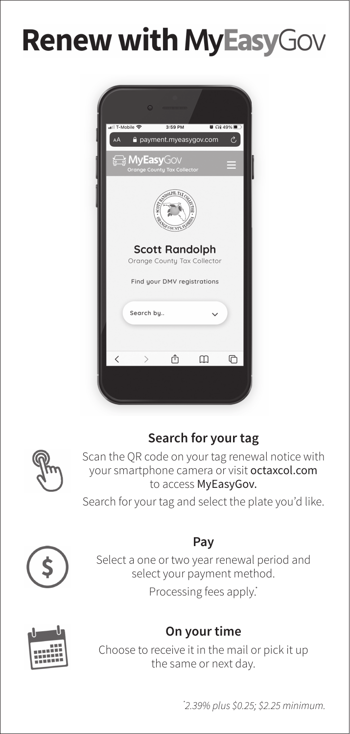# Renew with MyEasyGov

### Search for your tag

Scan the QR code on your tag renewal notice with your smartphone camera or visit **octaxcol.com** to access MyEasyGov.

Search for your tag and select the plate you'd like.

### Pay

Select a one or two year renewal period and select your payment method.

Processing fees apply.*

### On your time

Choose to receive it in the mail or pick it up the same or next day.

*\*2.39% plus $0.25; $2.25 minimum.*